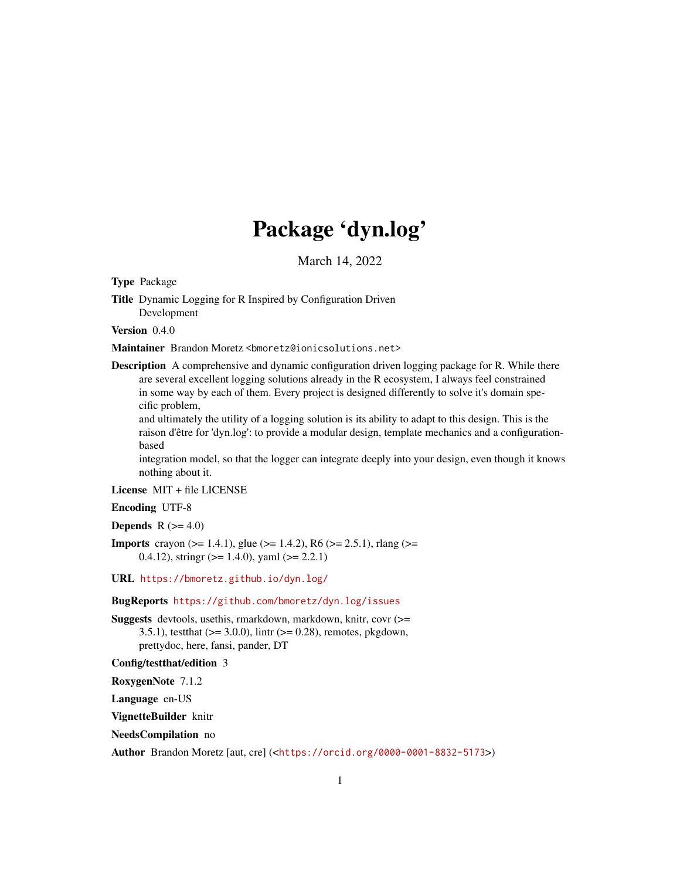# Package 'dyn.log'

March 14, 2022

**Type** Package

**Title** Dynamic Logging for R Inspired by Configuration Driven Development

**Version** 0.4.0

**Maintainer** Brandon Moretz <bmoretz@ionicsolutions.net>

**Description** A comprehensive and dynamic configuration driven logging package for R. While there are several excellent logging solutions already in the R ecosystem, I always feel constrained in some way by each of them. Every project is designed differently to solve it's domain specific problem,
and ultimately the utility of a logging solution is its ability to adapt to this design. This is the raison d'être for 'dyn.log': to provide a modular design, template mechanics and a configuration-based
integration model, so that the logger can integrate deeply into your design, even though it knows nothing about it.

**License** MIT + file LICENSE

**Encoding** UTF-8

**Depends** R (>= 4.0)

**Imports** crayon (>= 1.4.1), glue (>= 1.4.2), R6 (>= 2.5.1), rlang (>= 0.4.12), stringr (>= 1.4.0), yaml (>= 2.2.1)

**URL** https://bmoretz.github.io/dyn.log/

**BugReports** https://github.com/bmoretz/dyn.log/issues

**Suggests** devtools, usethis, rmarkdown, markdown, knitr, covr (>= 3.5.1), testthat (>= 3.0.0), lintr (>= 0.28), remotes, pkgdown, prettydoc, here, fansi, pander, DT

**Config/testthat/edition** 3

**RoxygenNote** 7.1.2

**Language** en-US

**VignetteBuilder** knitr

**NeedsCompilation** no

**Author** Brandon Moretz [aut, cre] (<https://orcid.org/0000-0001-8832-5173>)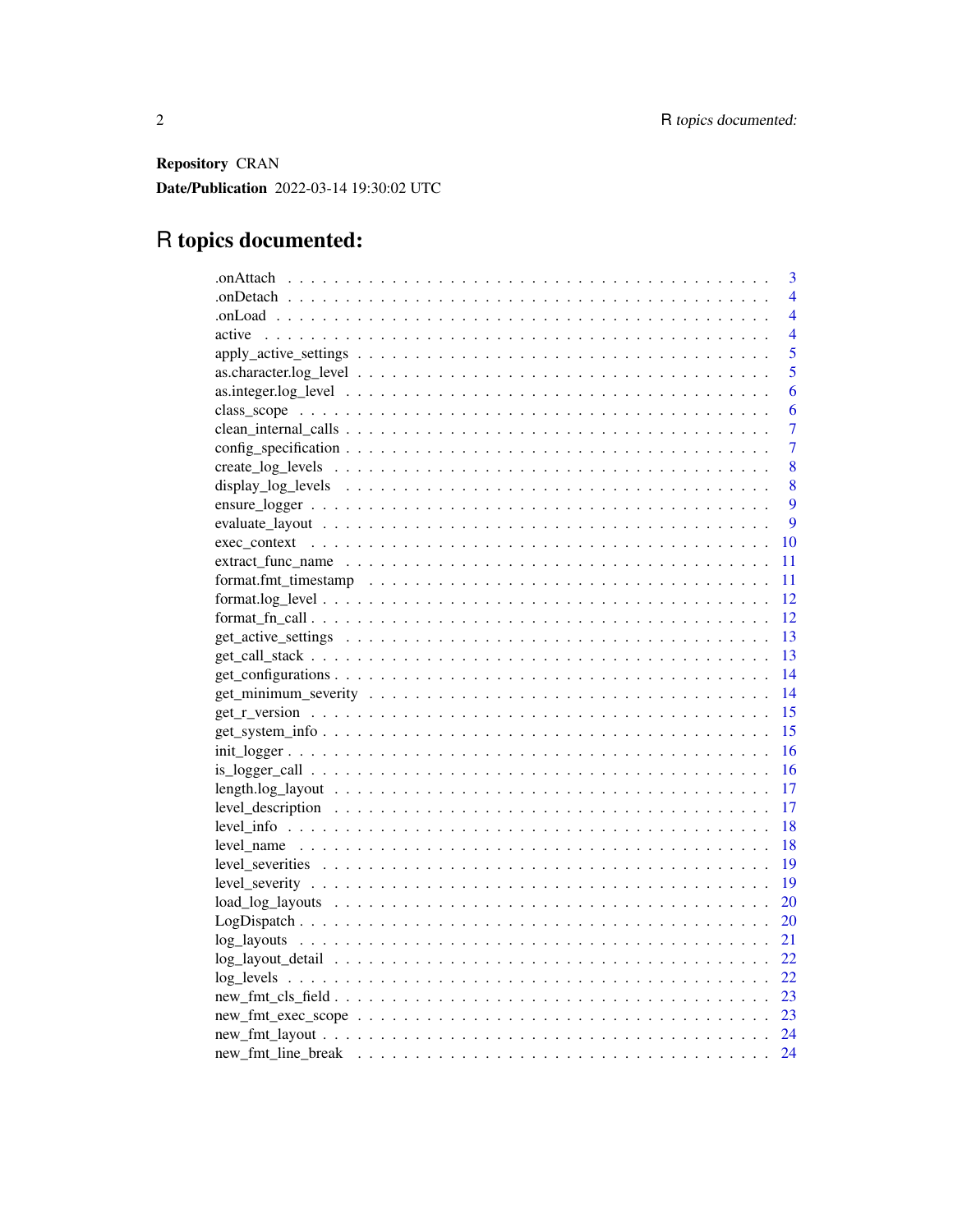**Repository** CRAN

**Date/Publication** 2022-03-14 19:30:02 UTC

# R topics documented:

| | |
|---|---|
| .onAttach | 3 |
| .onDetach | 4 |
| .onLoad | 4 |
| active | 4 |
| apply_active_settings | 5 |
| as.character.log_level | 5 |
| as.integer.log_level | 6 |
| class_scope | 6 |
| clean_internal_calls | 7 |
| config_specification | 7 |
| create_log_levels | 8 |
| display_log_levels | 8 |
| ensure_logger | 9 |
| evaluate_layout | 9 |
| exec_context | 10 |
| extract_func_name | 11 |
| format.fmt_timestamp | 11 |
| format.log_level | 12 |
| format_fn_call | 12 |
| get_active_settings | 13 |
| get_call_stack | 13 |
| get_configurations | 14 |
| get_minimum_severity | 14 |
| get_r_version | 15 |
| get_system_info | 15 |
| init_logger | 16 |
| is_logger_call | 16 |
| length.log_layout | 17 |
| level_description | 17 |
| level_info | 18 |
| level_name | 18 |
| level_severities | 19 |
| level_severity | 19 |
| load_log_layouts | 20 |
| LogDispatch | 20 |
| log_layouts | 21 |
| log_layout_detail | 22 |
| log_levels | 22 |
| new_fmt_cls_field | 23 |
| new_fmt_exec_scope | 23 |
| new_fmt_layout | 24 |
| new_fmt_line_break | 24 |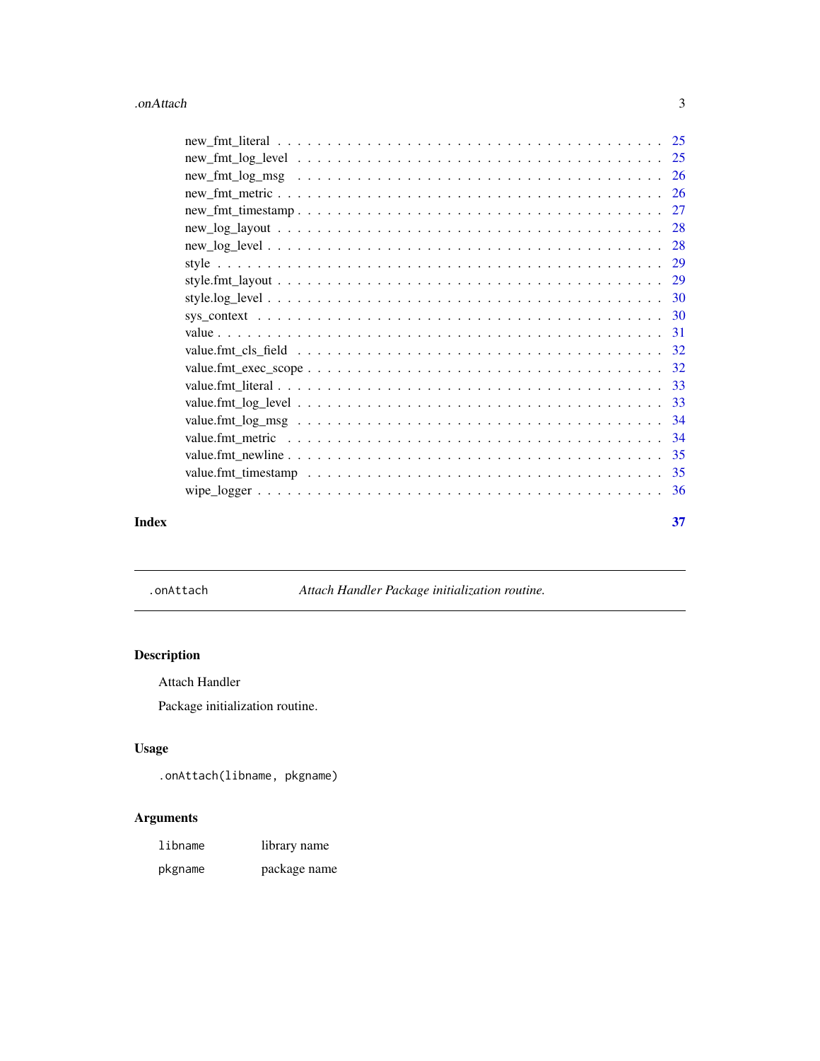new_fmt_literal . . . . . . . . . . . . . . . . . . . . . . . . . . . . . . . . . . . . 25
new_fmt_log_level . . . . . . . . . . . . . . . . . . . . . . . . . . . . . . . . . . . 25
new_fmt_log_msg . . . . . . . . . . . . . . . . . . . . . . . . . . . . . . . . . . . . 26
new_fmt_metric . . . . . . . . . . . . . . . . . . . . . . . . . . . . . . . . . . . . . 26
new_fmt_timestamp . . . . . . . . . . . . . . . . . . . . . . . . . . . . . . . . . . . 27
new_log_layout . . . . . . . . . . . . . . . . . . . . . . . . . . . . . . . . . . . . . 28
new_log_level . . . . . . . . . . . . . . . . . . . . . . . . . . . . . . . . . . . . . . 28
style . . . . . . . . . . . . . . . . . . . . . . . . . . . . . . . . . . . . . . . . . . 29
style.fmt_layout . . . . . . . . . . . . . . . . . . . . . . . . . . . . . . . . . . . . 29
style.log_level . . . . . . . . . . . . . . . . . . . . . . . . . . . . . . . . . . . . . 30
sys_context . . . . . . . . . . . . . . . . . . . . . . . . . . . . . . . . . . . . . . . 30
value . . . . . . . . . . . . . . . . . . . . . . . . . . . . . . . . . . . . . . . . . . 31
value.fmt_cls_field . . . . . . . . . . . . . . . . . . . . . . . . . . . . . . . . . . 32
value.fmt_exec_scope . . . . . . . . . . . . . . . . . . . . . . . . . . . . . . . . . 32
value.fmt_literal . . . . . . . . . . . . . . . . . . . . . . . . . . . . . . . . . . . . 33
value.fmt_log_level . . . . . . . . . . . . . . . . . . . . . . . . . . . . . . . . . . 33
value.fmt_log_msg . . . . . . . . . . . . . . . . . . . . . . . . . . . . . . . . . . . 34
value.fmt_metric . . . . . . . . . . . . . . . . . . . . . . . . . . . . . . . . . . . . 34
value.fmt_newline . . . . . . . . . . . . . . . . . . . . . . . . . . . . . . . . . . . 35
value.fmt_timestamp . . . . . . . . . . . . . . . . . . . . . . . . . . . . . . . . . . 35
wipe_logger . . . . . . . . . . . . . . . . . . . . . . . . . . . . . . . . . . . . . . . 36

**Index** **37**

---

`.onAttach` *Attach Handler Package initialization routine.*

---

## Description

Attach Handler

Package initialization routine.

## Usage

```
.onAttach(libname, pkgname)
```

## Arguments

| | |
|---|---|
| `libname` | library name |
| `pkgname` | package name |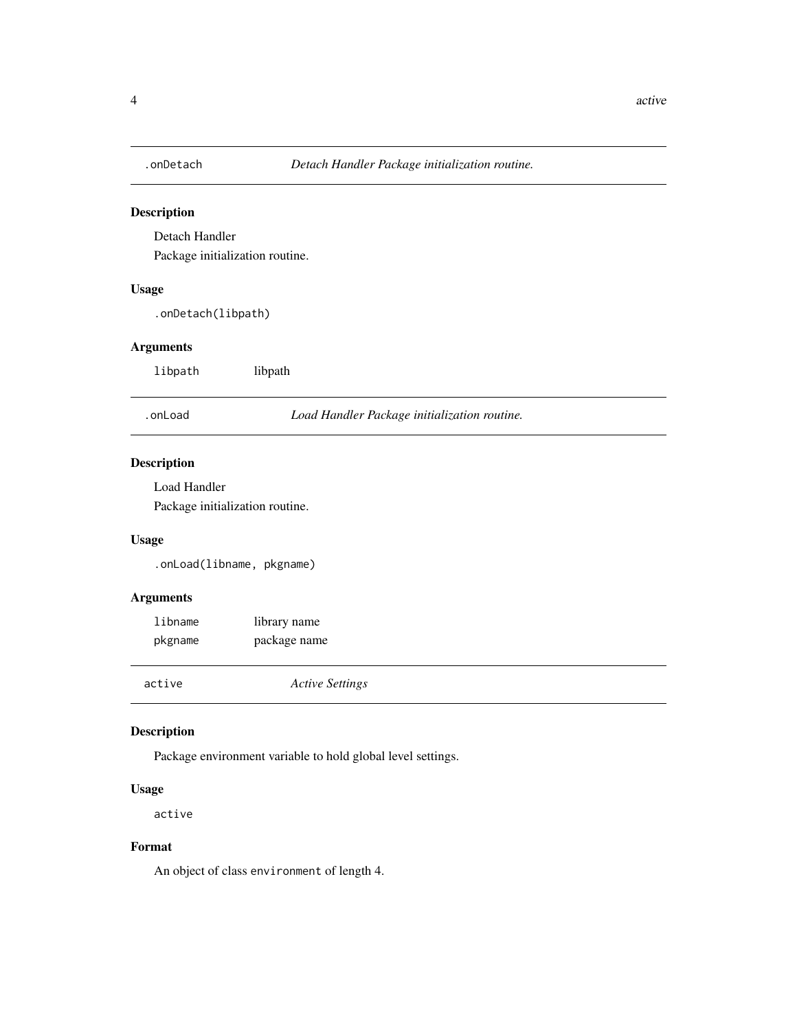## .onDetach — *Detach Handler Package initialization routine.*

### Description

Detach Handler
Package initialization routine.

### Usage

```
.onDetach(libpath)
```

### Arguments

| | |
|---|---|
| `libpath` | libpath |

## .onLoad — *Load Handler Package initialization routine.*

### Description

Load Handler
Package initialization routine.

### Usage

```
.onLoad(libname, pkgname)
```

### Arguments

| | |
|---|---|
| `libname` | library name |
| `pkgname` | package name |

## active — *Active Settings*

### Description

Package environment variable to hold global level settings.

### Usage

```
active
```

### Format

An object of class `environment` of length 4.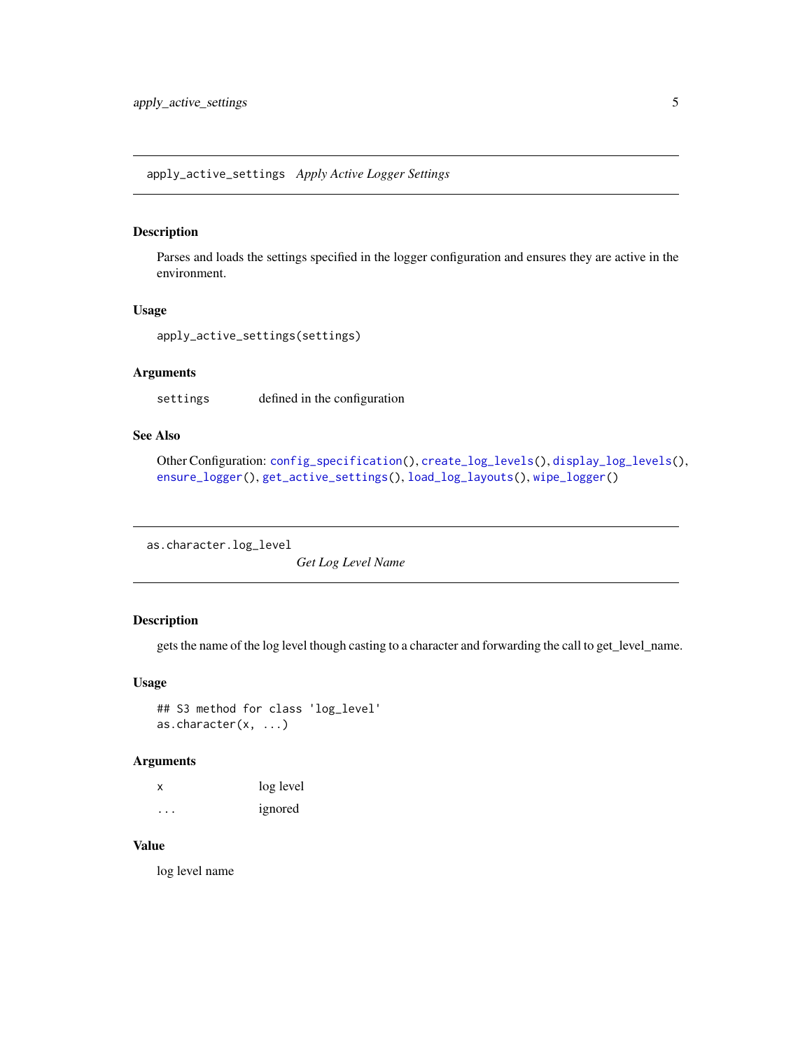## apply_active_settings *Apply Active Logger Settings*

### Description

Parses and loads the settings specified in the logger configuration and ensures they are active in the environment.

### Usage

```
apply_active_settings(settings)
```

### Arguments

| | |
|---|---|
| settings | defined in the configuration |

### See Also

Other Configuration: config_specification(), create_log_levels(), display_log_levels(), ensure_logger(), get_active_settings(), load_log_layouts(), wipe_logger()

## as.character.log_level *Get Log Level Name*

### Description

gets the name of the log level though casting to a character and forwarding the call to get_level_name.

### Usage

```
## S3 method for class 'log_level'
as.character(x, ...)
```

### Arguments

| | |
|---|---|
| x | log level |
| ... | ignored |

### Value

log level name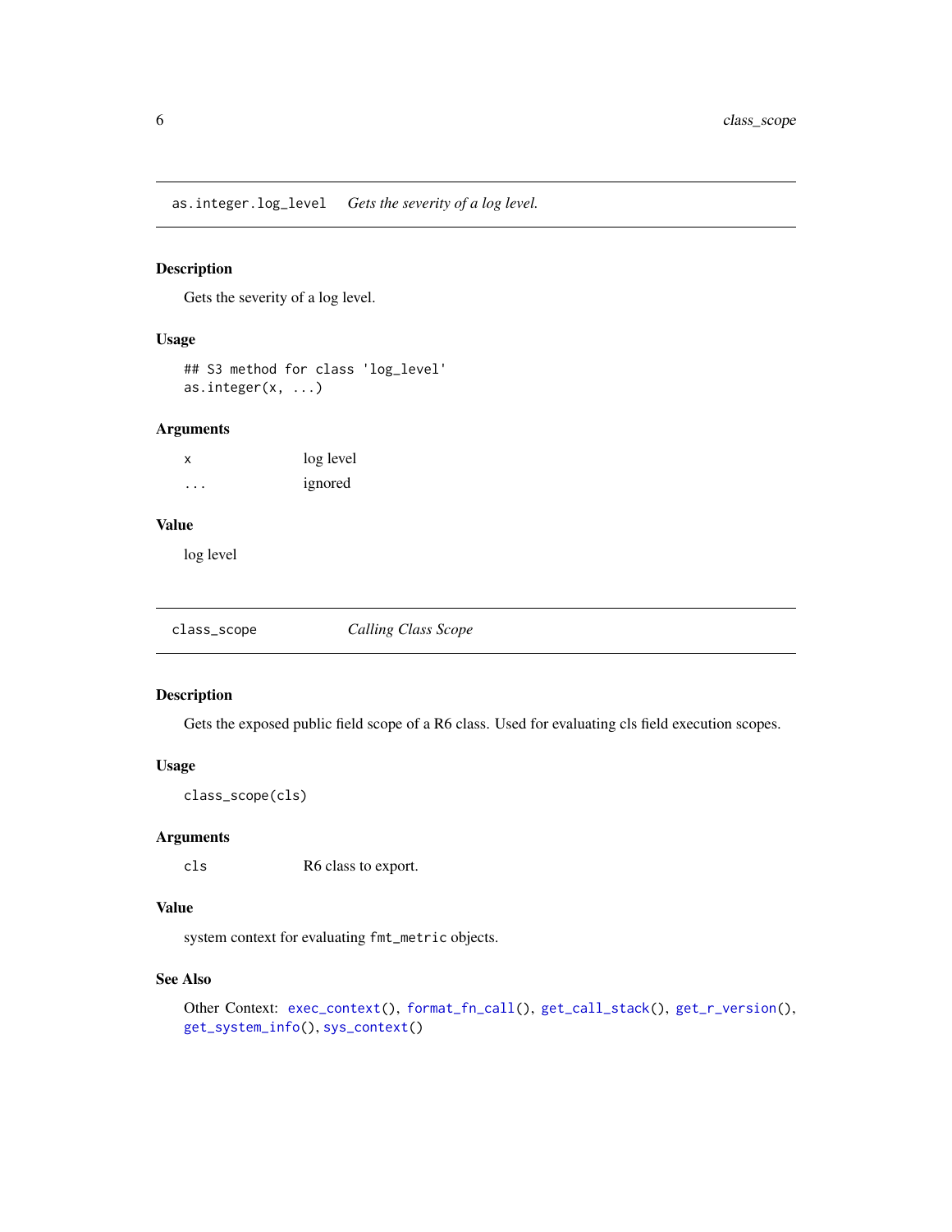## `as.integer.log_level` *Gets the severity of a log level.*

### Description

Gets the severity of a log level.

### Usage

```
## S3 method for class 'log_level'
as.integer(x, ...)
```

### Arguments

| | |
|---|---|
| `x` | log level |
| `...` | ignored |

### Value

log level

## `class_scope` *Calling Class Scope*

### Description

Gets the exposed public field scope of a R6 class. Used for evaluating cls field execution scopes.

### Usage

```
class_scope(cls)
```

### Arguments

| | |
|---|---|
| `cls` | R6 class to export. |

### Value

system context for evaluating `fmt_metric` objects.

### See Also

Other Context: `exec_context()`, `format_fn_call()`, `get_call_stack()`, `get_r_version()`, `get_system_info()`, `sys_context()`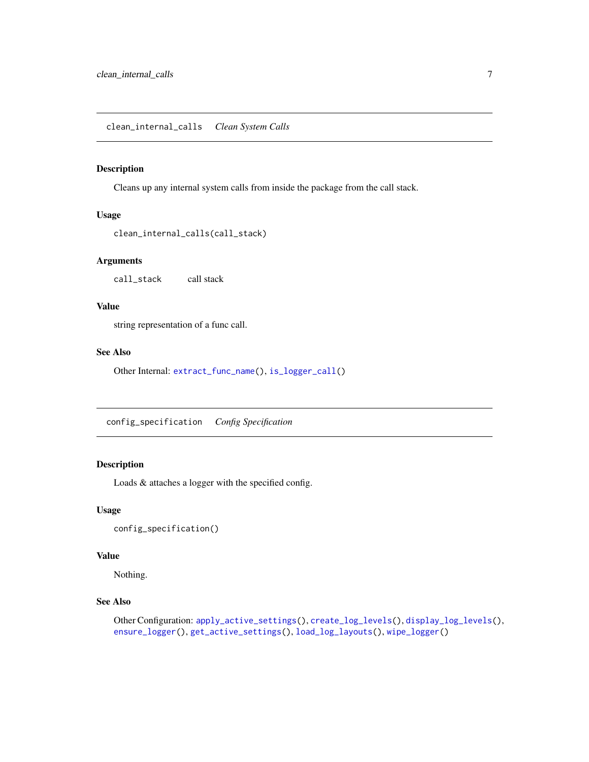## clean_internal_calls *Clean System Calls*

### Description

Cleans up any internal system calls from inside the package from the call stack.

### Usage

```
clean_internal_calls(call_stack)
```

### Arguments

| | |
|---|---|
| call_stack | call stack |

### Value

string representation of a func call.

### See Also

Other Internal: extract_func_name(), is_logger_call()

## config_specification *Config Specification*

### Description

Loads & attaches a logger with the specified config.

### Usage

```
config_specification()
```

### Value

Nothing.

### See Also

Other Configuration: apply_active_settings(), create_log_levels(), display_log_levels(), ensure_logger(), get_active_settings(), load_log_layouts(), wipe_logger()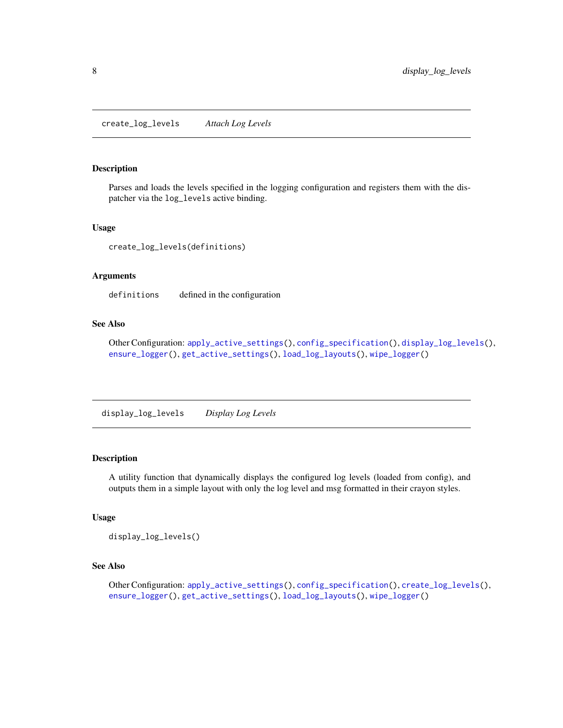## create_log_levels *Attach Log Levels*

### Description

Parses and loads the levels specified in the logging configuration and registers them with the dispatcher via the `log_levels` active binding.

### Usage

```
create_log_levels(definitions)
```

### Arguments

`definitions` defined in the configuration

### See Also

Other Configuration: `apply_active_settings()`, `config_specification()`, `display_log_levels()`, `ensure_logger()`, `get_active_settings()`, `load_log_layouts()`, `wipe_logger()`

## display_log_levels *Display Log Levels*

### Description

A utility function that dynamically displays the configured log levels (loaded from config), and outputs them in a simple layout with only the log level and msg formatted in their crayon styles.

### Usage

```
display_log_levels()
```

### See Also

Other Configuration: `apply_active_settings()`, `config_specification()`, `create_log_levels()`, `ensure_logger()`, `get_active_settings()`, `load_log_layouts()`, `wipe_logger()`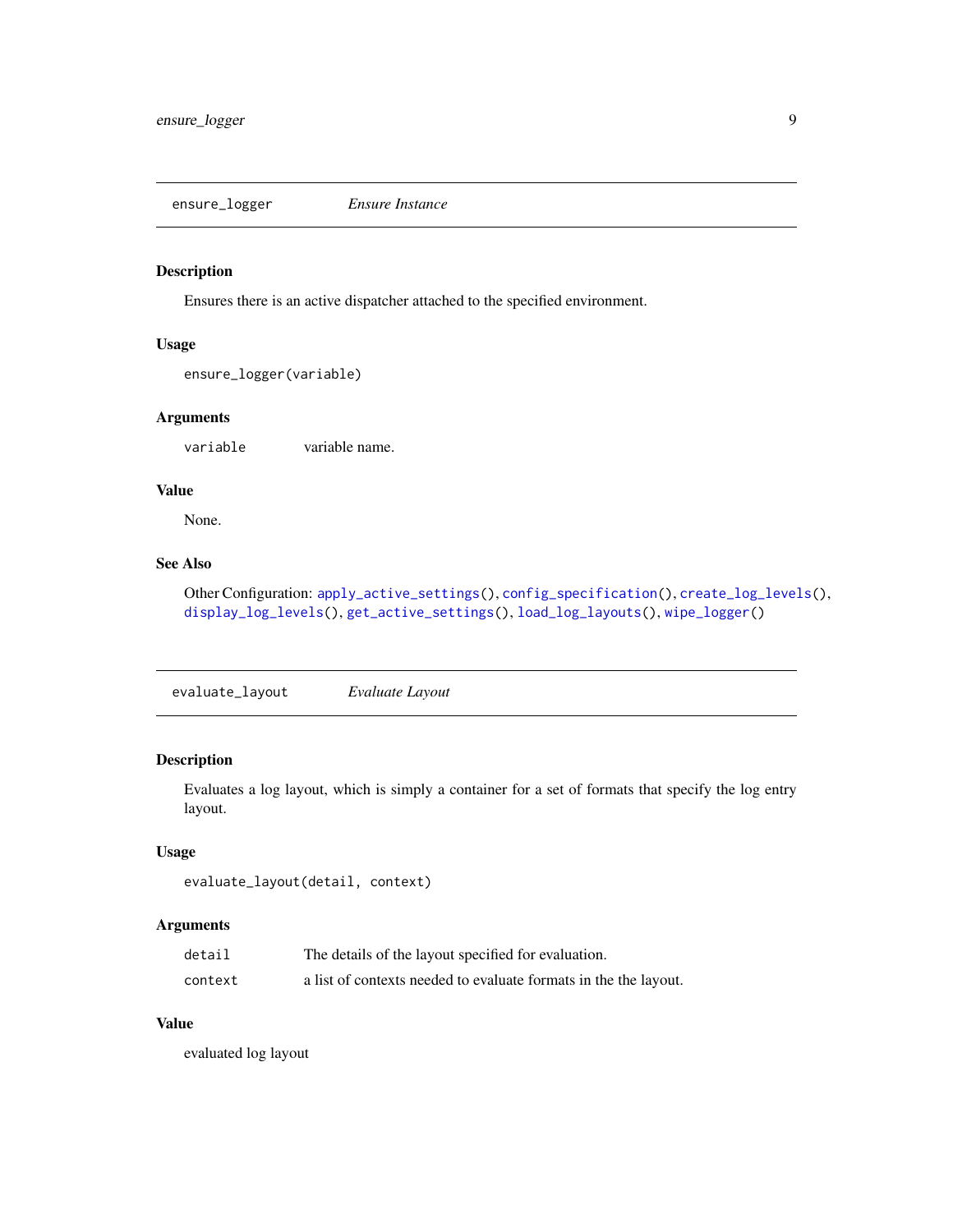## ensure_logger — *Ensure Instance*

### Description

Ensures there is an active dispatcher attached to the specified environment.

### Usage

```
ensure_logger(variable)
```

### Arguments

| | |
|---|---|
| `variable` | variable name. |

### Value

None.

### See Also

Other Configuration: `apply_active_settings()`, `config_specification()`, `create_log_levels()`, `display_log_levels()`, `get_active_settings()`, `load_log_layouts()`, `wipe_logger()`

## evaluate_layout — *Evaluate Layout*

### Description

Evaluates a log layout, which is simply a container for a set of formats that specify the log entry layout.

### Usage

```
evaluate_layout(detail, context)
```

### Arguments

| | |
|---|---|
| `detail` | The details of the layout specified for evaluation. |
| `context` | a list of contexts needed to evaluate formats in the the layout. |

### Value

evaluated log layout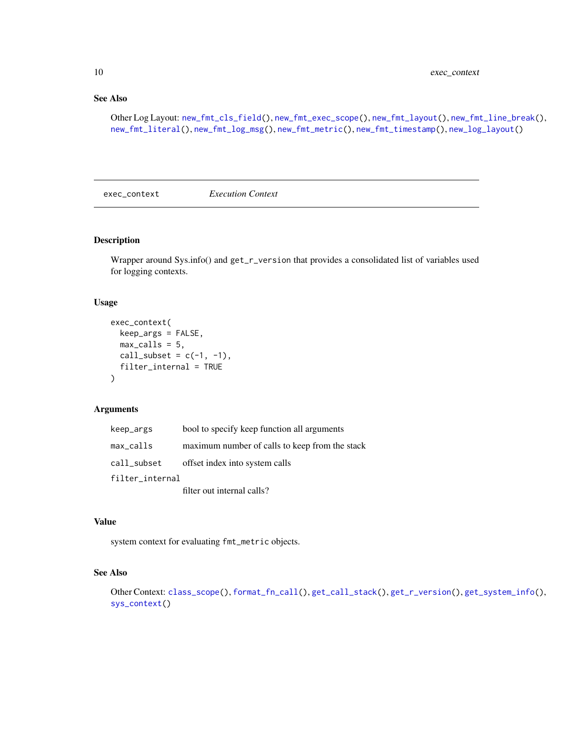## See Also

Other Log Layout: `new_fmt_cls_field()`, `new_fmt_exec_scope()`, `new_fmt_layout()`, `new_fmt_line_break()`, `new_fmt_literal()`, `new_fmt_log_msg()`, `new_fmt_metric()`, `new_fmt_timestamp()`, `new_log_layout()`

---

# exec_context — *Execution Context*

## Description

Wrapper around Sys.info() and `get_r_version` that provides a consolidated list of variables used for logging contexts.

## Usage

```
exec_context(
  keep_args = FALSE,
  max_calls = 5,
  call_subset = c(-1, -1),
  filter_internal = TRUE
)
```

## Arguments

| | |
|---|---|
| `keep_args` | bool to specify keep function all arguments |
| `max_calls` | maximum number of calls to keep from the stack |
| `call_subset` | offset index into system calls |
| `filter_internal` | filter out internal calls? |

## Value

system context for evaluating `fmt_metric` objects.

## See Also

Other Context: `class_scope()`, `format_fn_call()`, `get_call_stack()`, `get_r_version()`, `get_system_info()`, `sys_context()`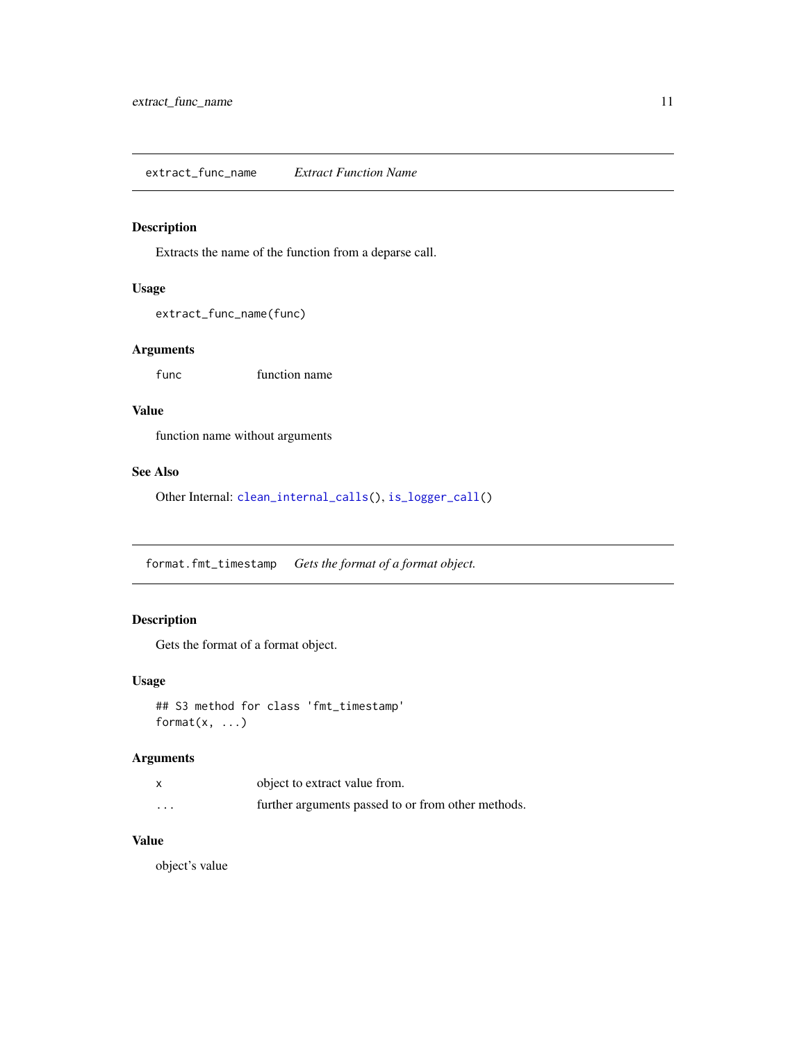## extract_func_name    *Extract Function Name*

### Description

Extracts the name of the function from a deparse call.

### Usage

```
extract_func_name(func)
```

### Arguments

| | |
|---|---|
| func | function name |

### Value

function name without arguments

### See Also

Other Internal: `clean_internal_calls()`, `is_logger_call()`

## format.fmt_timestamp    *Gets the format of a format object.*

### Description

Gets the format of a format object.

### Usage

```
## S3 method for class 'fmt_timestamp'
format(x, ...)
```

### Arguments

| | |
|---|---|
| x | object to extract value from. |
| ... | further arguments passed to or from other methods. |

### Value

object's value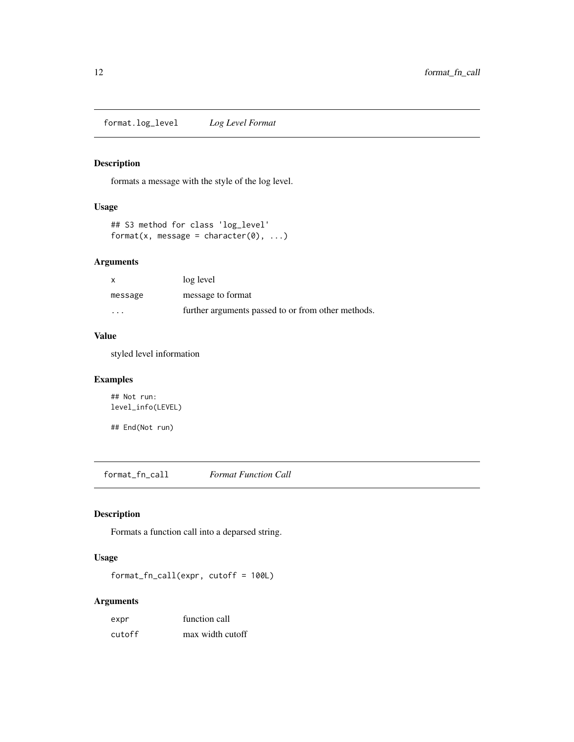## format.log_level *Log Level Format*

### Description

formats a message with the style of the log level.

### Usage

```
## S3 method for class 'log_level'
format(x, message = character(0), ...)
```

### Arguments

| | |
|---|---|
| x | log level |
| message | message to format |
| ... | further arguments passed to or from other methods. |

### Value

styled level information

### Examples

```
## Not run:
level_info(LEVEL)

## End(Not run)
```

## format_fn_call *Format Function Call*

### Description

Formats a function call into a deparsed string.

### Usage

```
format_fn_call(expr, cutoff = 100L)
```

### Arguments

| | |
|---|---|
| expr | function call |
| cutoff | max width cutoff |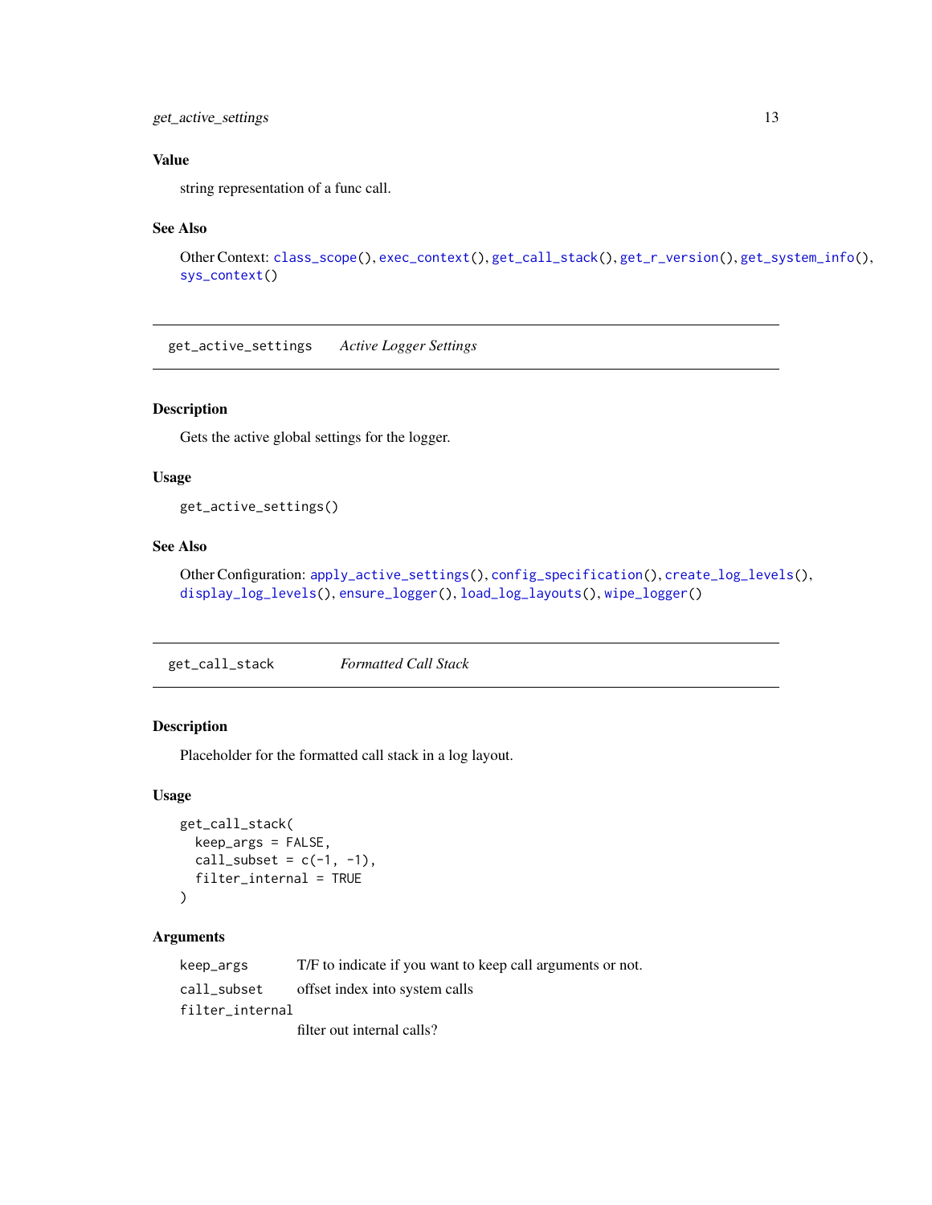### Value

string representation of a func call.

### See Also

Other Context: `class_scope()`, `exec_context()`, `get_call_stack()`, `get_r_version()`, `get_system_info()`, `sys_context()`

---

## get_active_settings *Active Logger Settings*

---

### Description

Gets the active global settings for the logger.

### Usage

```
get_active_settings()
```

### See Also

Other Configuration: `apply_active_settings()`, `config_specification()`, `create_log_levels()`, `display_log_levels()`, `ensure_logger()`, `load_log_layouts()`, `wipe_logger()`

---

## get_call_stack *Formatted Call Stack*

---

### Description

Placeholder for the formatted call stack in a log layout.

### Usage

```
get_call_stack(
  keep_args = FALSE,
  call_subset = c(-1, -1),
  filter_internal = TRUE
)
```

### Arguments

| | |
|---|---|
| `keep_args` | T/F to indicate if you want to keep call arguments or not. |
| `call_subset` | offset index into system calls |
| `filter_internal` | filter out internal calls? |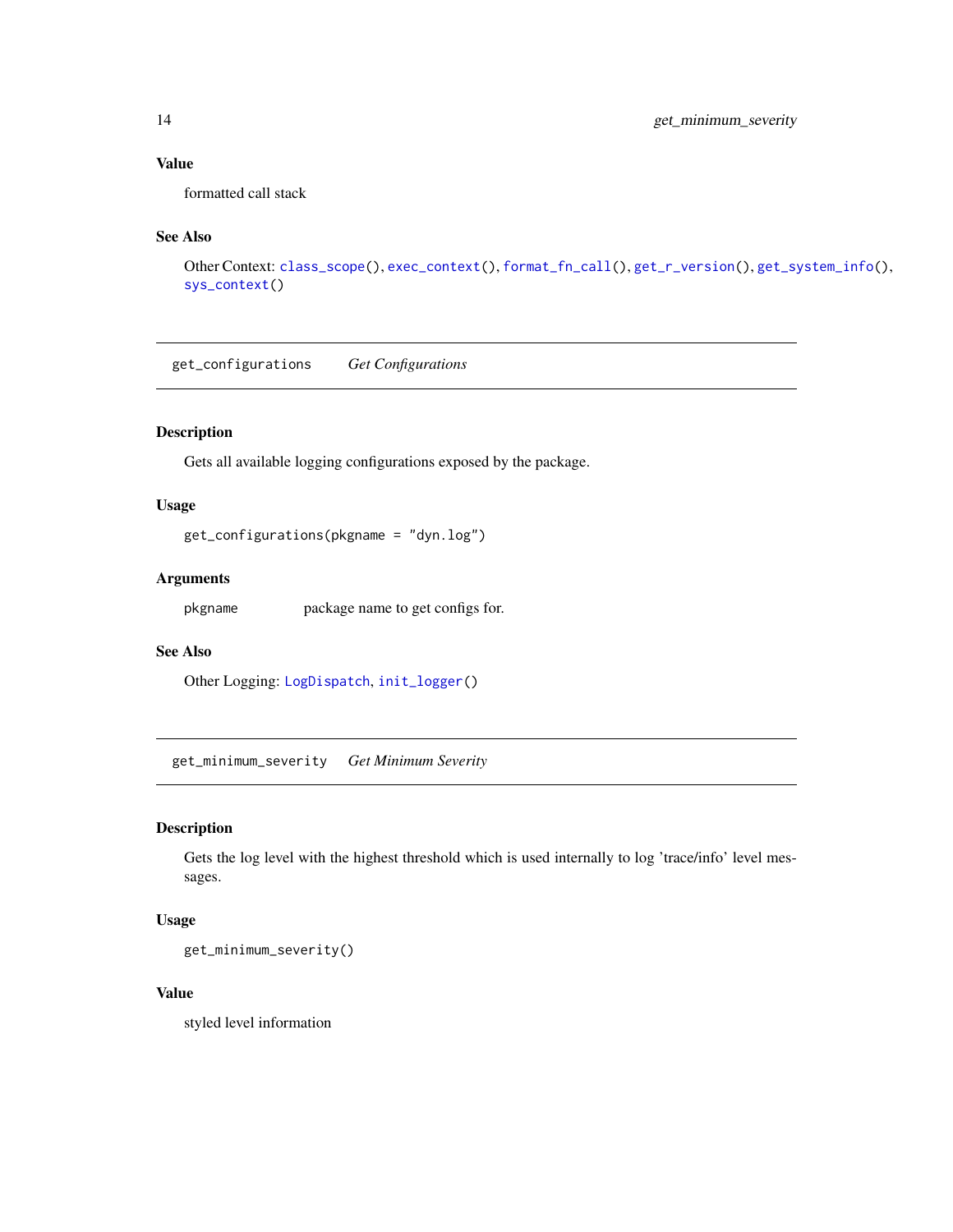### Value

formatted call stack

### See Also

Other Context: `class_scope()`, `exec_context()`, `format_fn_call()`, `get_r_version()`, `get_system_info()`, `sys_context()`

---

## get_configurations — *Get Configurations*

### Description

Gets all available logging configurations exposed by the package.

### Usage

```
get_configurations(pkgname = "dyn.log")
```

### Arguments

| | |
|---|---|
| pkgname | package name to get configs for. |

### See Also

Other Logging: `LogDispatch`, `init_logger()`

---

## get_minimum_severity — *Get Minimum Severity*

### Description

Gets the log level with the highest threshold which is used internally to log 'trace/info' level messages.

### Usage

```
get_minimum_severity()
```

### Value

styled level information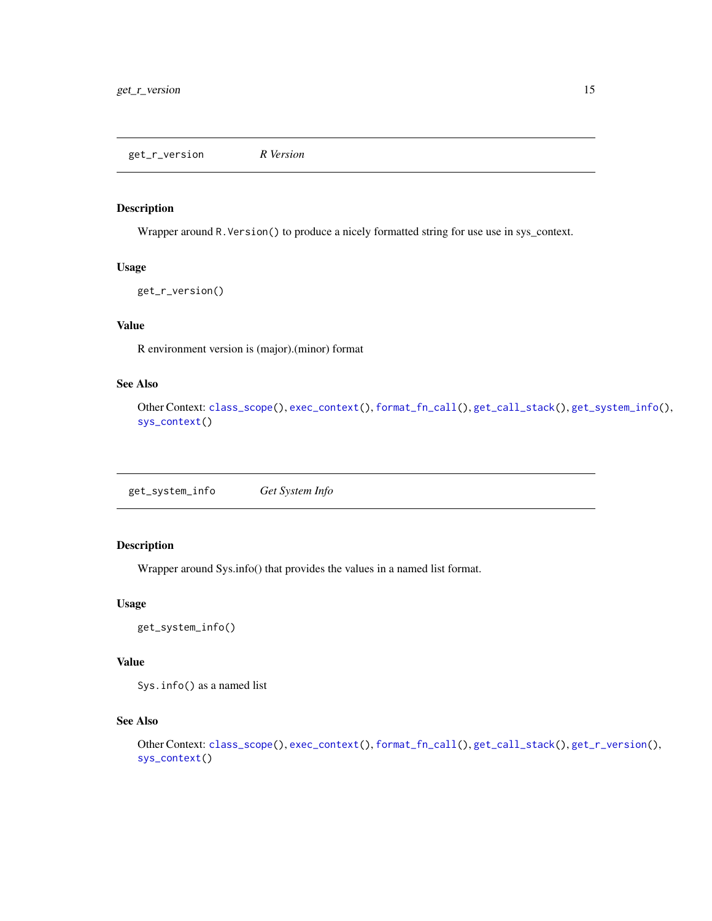## get_r_version — *R Version*

### Description

Wrapper around `R.Version()` to produce a nicely formatted string for use use in sys_context.

### Usage

```
get_r_version()
```

### Value

R environment version is (major).(minor) format

### See Also

Other Context: `class_scope()`, `exec_context()`, `format_fn_call()`, `get_call_stack()`, `get_system_info()`, `sys_context()`

## get_system_info — *Get System Info*

### Description

Wrapper around Sys.info() that provides the values in a named list format.

### Usage

```
get_system_info()
```

### Value

`Sys.info()` as a named list

### See Also

Other Context: `class_scope()`, `exec_context()`, `format_fn_call()`, `get_call_stack()`, `get_r_version()`, `sys_context()`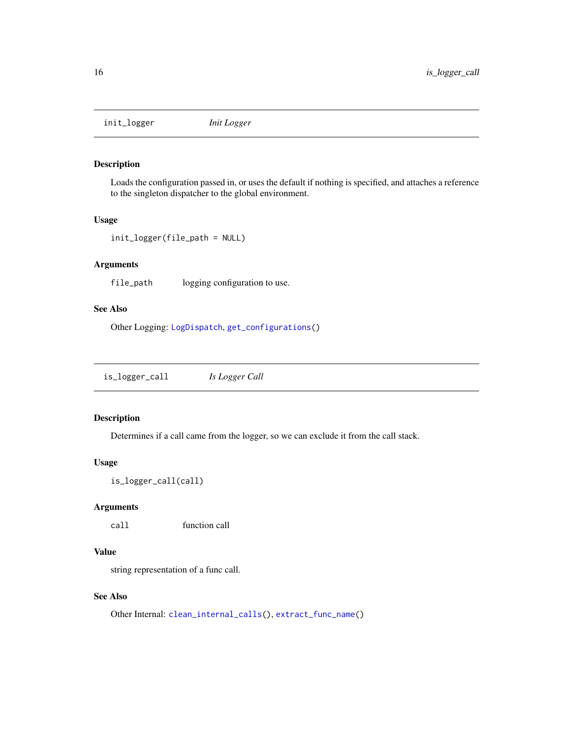## init_logger *Init Logger*

### Description

Loads the configuration passed in, or uses the default if nothing is specified, and attaches a reference to the singleton dispatcher to the global environment.

### Usage

```
init_logger(file_path = NULL)
```

### Arguments

| | |
|---|---|
| `file_path` | logging configuration to use. |

### See Also

Other Logging: `LogDispatch`, `get_configurations()`

## is_logger_call *Is Logger Call*

### Description

Determines if a call came from the logger, so we can exclude it from the call stack.

### Usage

```
is_logger_call(call)
```

### Arguments

| | |
|---|---|
| `call` | function call |

### Value

string representation of a func call.

### See Also

Other Internal: `clean_internal_calls()`, `extract_func_name()`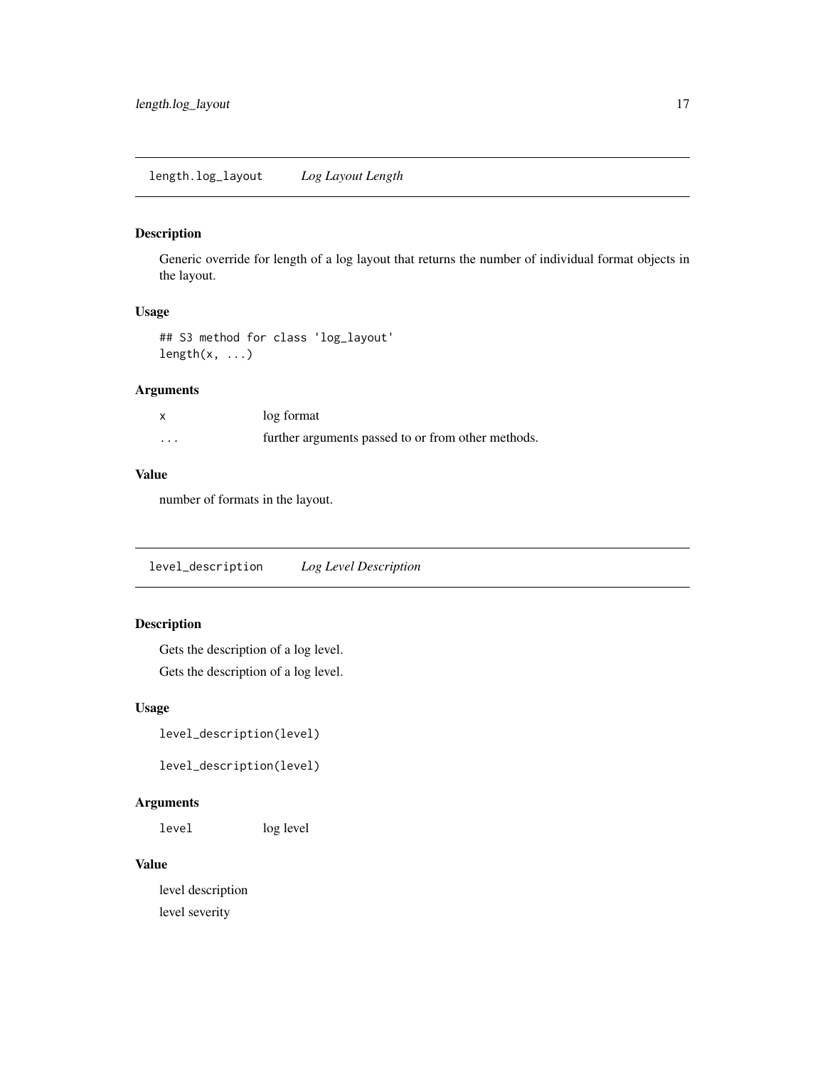## length.log_layout — *Log Layout Length*

### Description

Generic override for length of a log layout that returns the number of individual format objects in the layout.

### Usage

```
## S3 method for class 'log_layout'
length(x, ...)
```

### Arguments

| | |
|---|---|
| `x` | log format |
| `...` | further arguments passed to or from other methods. |

### Value

number of formats in the layout.

## level_description — *Log Level Description*

### Description

Gets the description of a log level.

Gets the description of a log level.

### Usage

```
level_description(level)

level_description(level)
```

### Arguments

| | |
|---|---|
| `level` | log level |

### Value

level description

level severity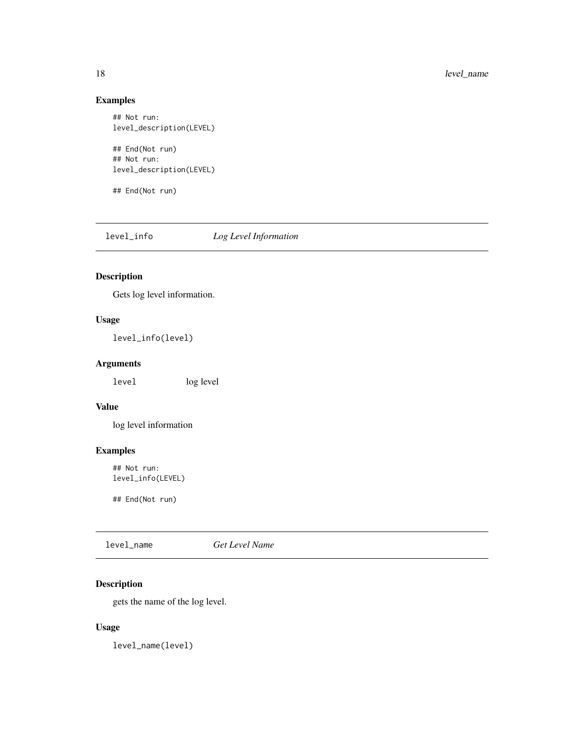### Examples

```
## Not run:
level_description(LEVEL)

## End(Not run)
## Not run:
level_description(LEVEL)

## End(Not run)
```

## level_info *Log Level Information*

### Description

Gets log level information.

### Usage

```
level_info(level)
```

### Arguments

| | |
|---|---|
| `level` | log level |

### Value

log level information

### Examples

```
## Not run:
level_info(LEVEL)

## End(Not run)
```

## level_name *Get Level Name*

### Description

gets the name of the log level.

### Usage

```
level_name(level)
```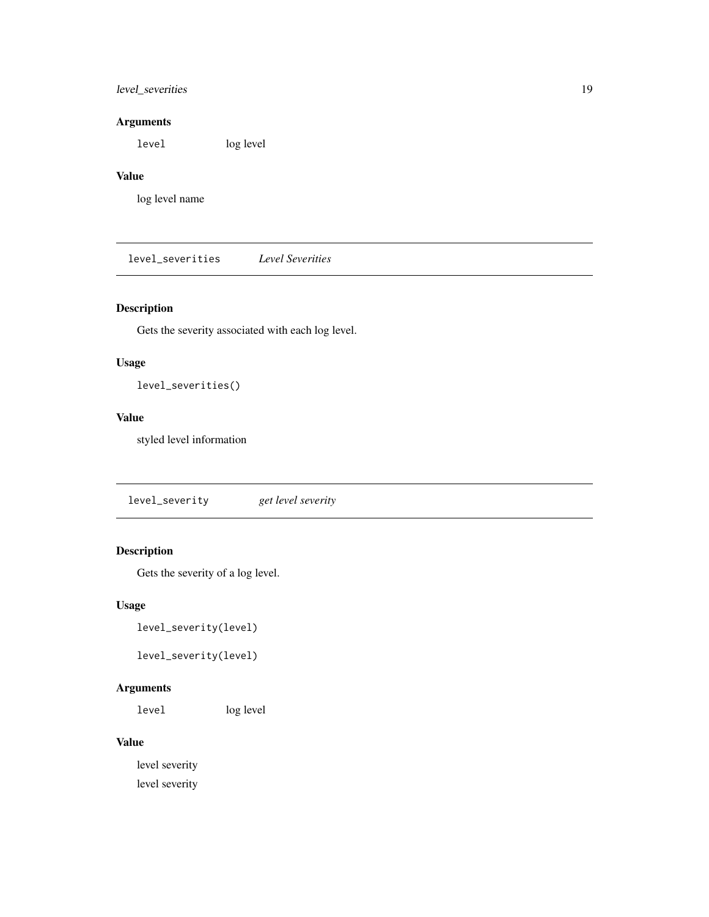## Arguments

`level` log level

## Value

log level name

---

# `level_severities` *Level Severities*

## Description

Gets the severity associated with each log level.

## Usage

```
level_severities()
```

## Value

styled level information

---

# `level_severity` *get level severity*

## Description

Gets the severity of a log level.

## Usage

```
level_severity(level)

level_severity(level)
```

## Arguments

`level` log level

## Value

level severity

level severity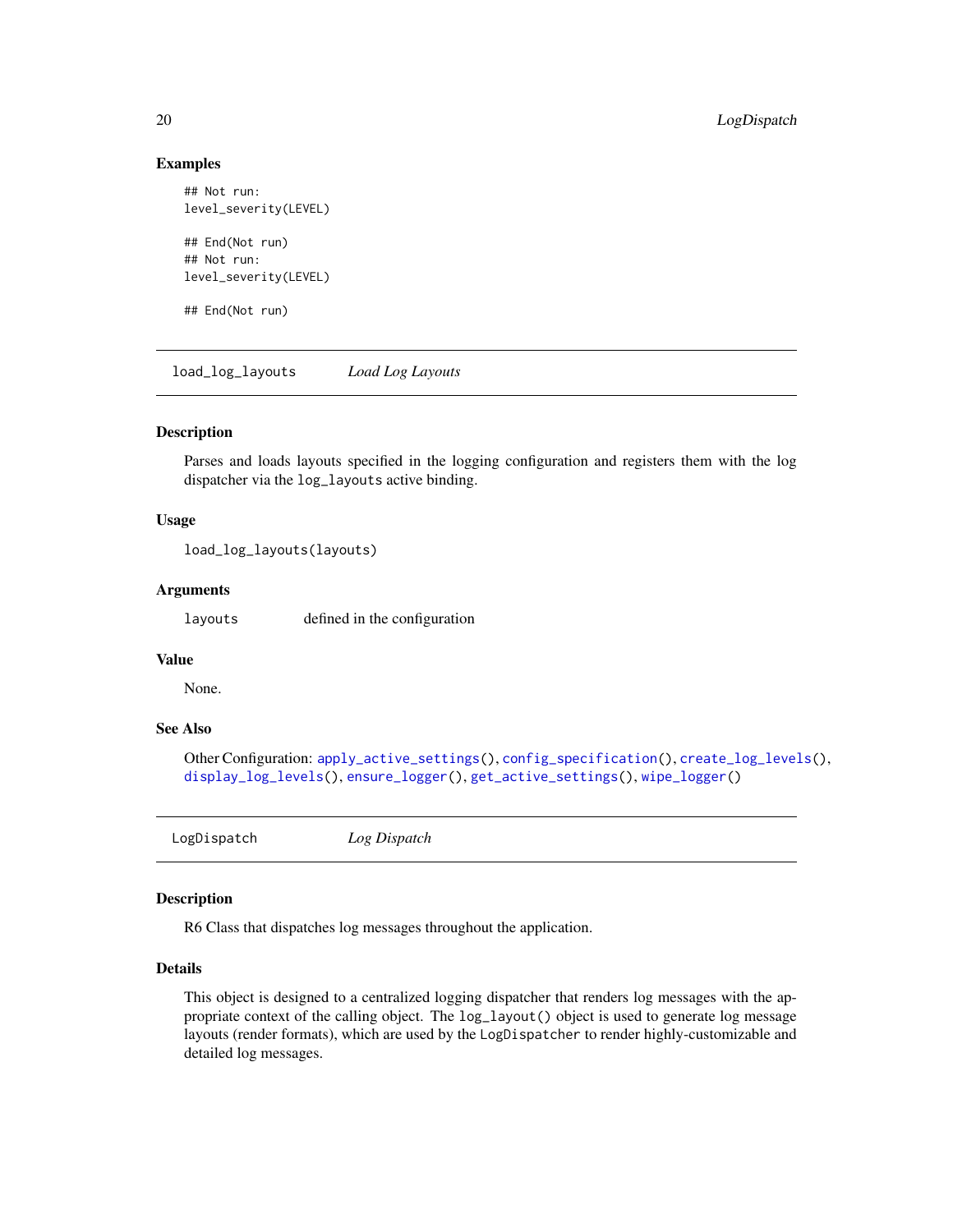## Examples

```
## Not run:
level_severity(LEVEL)

## End(Not run)
## Not run:
level_severity(LEVEL)

## End(Not run)
```

---

## load_log_layouts    *Load Log Layouts*

---

### Description

Parses and loads layouts specified in the logging configuration and registers them with the log dispatcher via the `log_layouts` active binding.

### Usage

```
load_log_layouts(layouts)
```

### Arguments

| | |
|---|---|
| `layouts` | defined in the configuration |

### Value

None.

### See Also

Other Configuration: `apply_active_settings()`, `config_specification()`, `create_log_levels()`, `display_log_levels()`, `ensure_logger()`, `get_active_settings()`, `wipe_logger()`

---

## LogDispatch    *Log Dispatch*

---

### Description

R6 Class that dispatches log messages throughout the application.

### Details

This object is designed to a centralized logging dispatcher that renders log messages with the appropriate context of the calling object. The `log_layout()` object is used to generate log message layouts (render formats), which are used by the `LogDispatcher` to render highly-customizable and detailed log messages.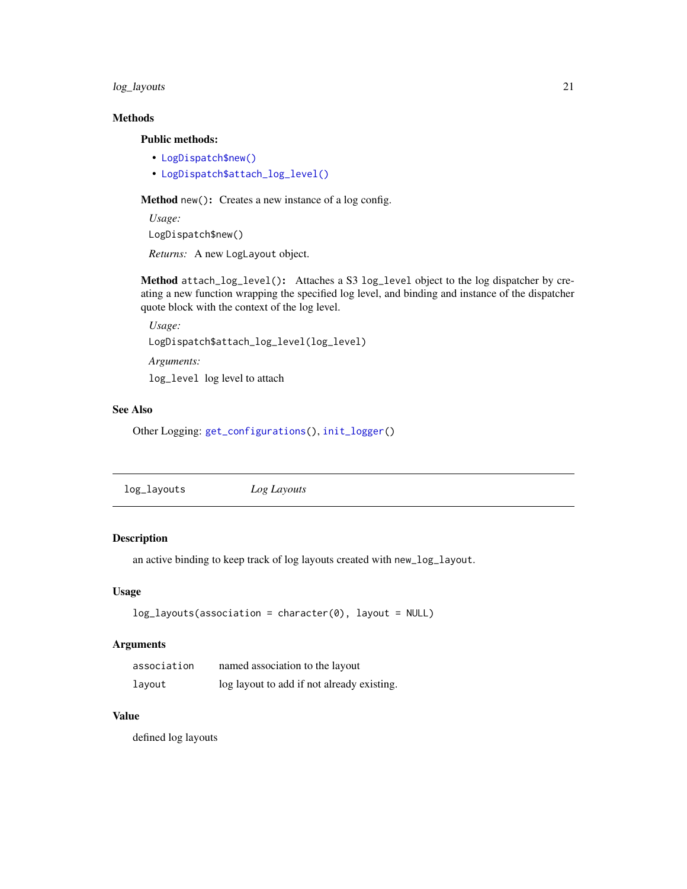### Methods

#### Public methods:

- `LogDispatch$new()`
- `LogDispatch$attach_log_level()`

**Method** `new()`**:** Creates a new instance of a log config.

*Usage:*

```
LogDispatch$new()
```

*Returns:* A new `LogLayout` object.

**Method** `attach_log_level()`**:** Attaches a S3 `log_level` object to the log dispatcher by creating a new function wrapping the specified log level, and binding and instance of the dispatcher quote block with the context of the log level.

*Usage:*

```
LogDispatch$attach_log_level(log_level)
```

*Arguments:*

`log_level` log level to attach

### See Also

Other Logging: `get_configurations()`, `init_logger()`

---

## log_layouts — *Log Layouts*

### Description

an active binding to keep track of log layouts created with `new_log_layout`.

### Usage

```
log_layouts(association = character(0), layout = NULL)
```

### Arguments

| | |
|---|---|
| `association` | named association to the layout |
| `layout` | log layout to add if not already existing. |

### Value

defined log layouts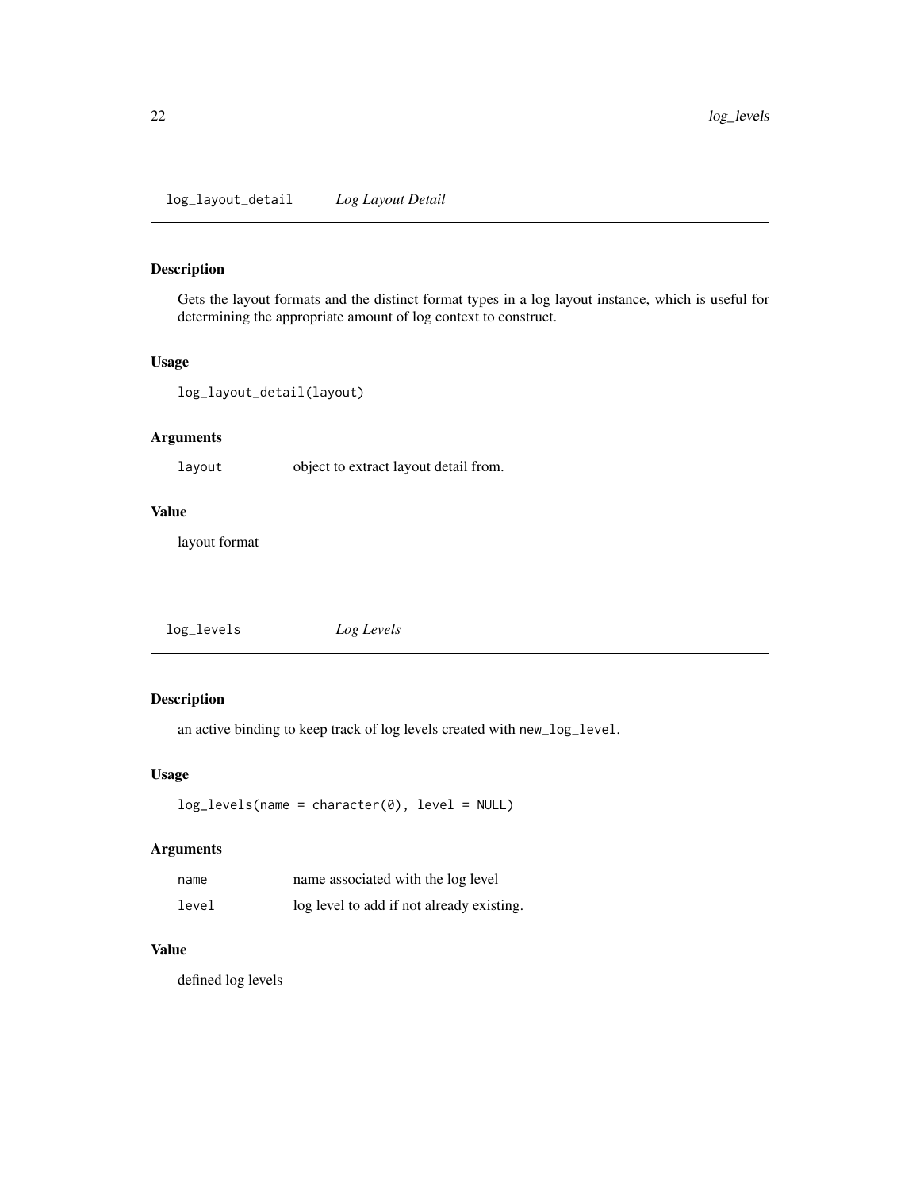## log_layout_detail *Log Layout Detail*

### Description

Gets the layout formats and the distinct format types in a log layout instance, which is useful for determining the appropriate amount of log context to construct.

### Usage

```
log_layout_detail(layout)
```

### Arguments

| | |
|---|---|
| layout | object to extract layout detail from. |

### Value

layout format

## log_levels *Log Levels*

### Description

an active binding to keep track of log levels created with `new_log_level`.

### Usage

```
log_levels(name = character(0), level = NULL)
```

### Arguments

| | |
|---|---|
| name | name associated with the log level |
| level | log level to add if not already existing. |

### Value

defined log levels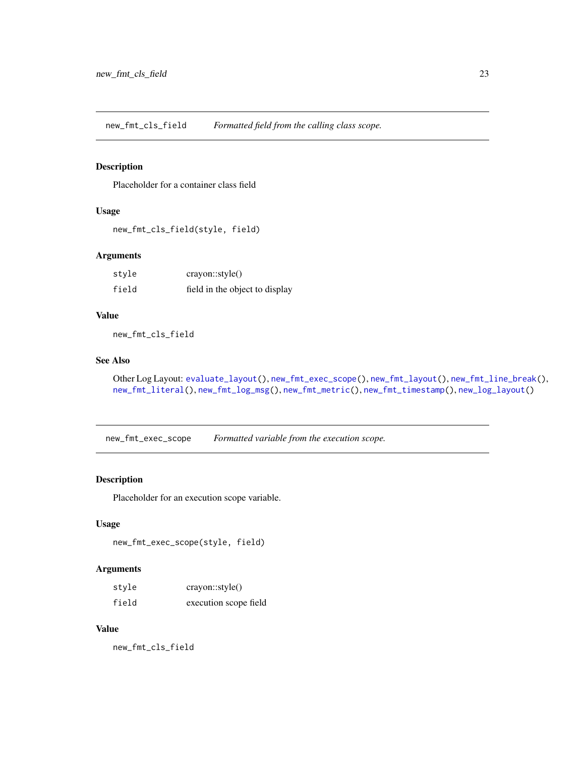## new_fmt_cls_field — *Formatted field from the calling class scope.*

### Description

Placeholder for a container class field

### Usage

```
new_fmt_cls_field(style, field)
```

### Arguments

| | |
|---|---|
| `style` | crayon::style() |
| `field` | field in the object to display |

### Value

`new_fmt_cls_field`

### See Also

Other Log Layout: `evaluate_layout()`, `new_fmt_exec_scope()`, `new_fmt_layout()`, `new_fmt_line_break()`, `new_fmt_literal()`, `new_fmt_log_msg()`, `new_fmt_metric()`, `new_fmt_timestamp()`, `new_log_layout()`

## new_fmt_exec_scope — *Formatted variable from the execution scope.*

### Description

Placeholder for an execution scope variable.

### Usage

```
new_fmt_exec_scope(style, field)
```

### Arguments

| | |
|---|---|
| `style` | crayon::style() |
| `field` | execution scope field |

### Value

`new_fmt_cls_field`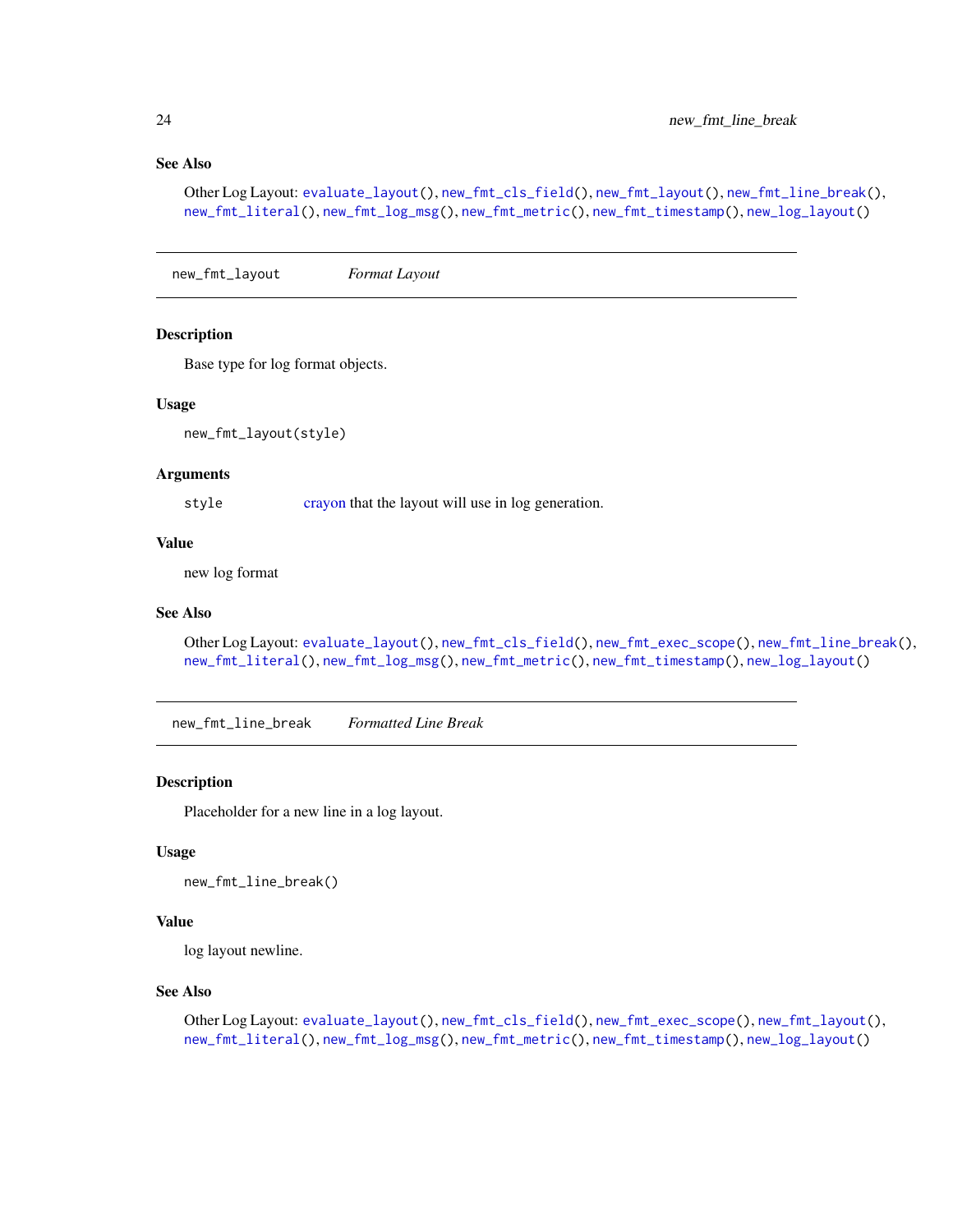### See Also

Other Log Layout: `evaluate_layout()`, `new_fmt_cls_field()`, `new_fmt_layout()`, `new_fmt_line_break()`, `new_fmt_literal()`, `new_fmt_log_msg()`, `new_fmt_metric()`, `new_fmt_timestamp()`, `new_log_layout()`

---

## `new_fmt_layout` *Format Layout*

---

### Description

Base type for log format objects.

### Usage

```
new_fmt_layout(style)
```

### Arguments

| | |
|---|---|
| `style` | crayon that the layout will use in log generation. |

### Value

new log format

### See Also

Other Log Layout: `evaluate_layout()`, `new_fmt_cls_field()`, `new_fmt_exec_scope()`, `new_fmt_line_break()`, `new_fmt_literal()`, `new_fmt_log_msg()`, `new_fmt_metric()`, `new_fmt_timestamp()`, `new_log_layout()`

---

## `new_fmt_line_break` *Formatted Line Break*

---

### Description

Placeholder for a new line in a log layout.

### Usage

```
new_fmt_line_break()
```

### Value

log layout newline.

### See Also

Other Log Layout: `evaluate_layout()`, `new_fmt_cls_field()`, `new_fmt_exec_scope()`, `new_fmt_layout()`, `new_fmt_literal()`, `new_fmt_log_msg()`, `new_fmt_metric()`, `new_fmt_timestamp()`, `new_log_layout()`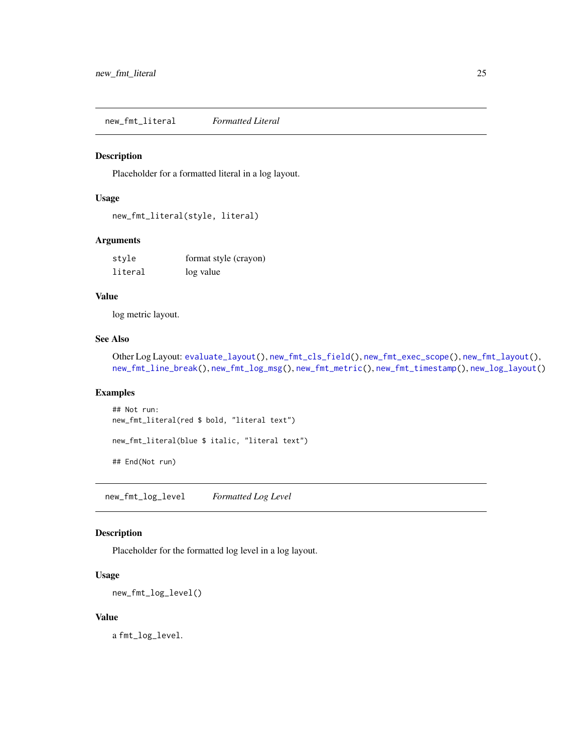## new_fmt_literal — *Formatted Literal*

### Description

Placeholder for a formatted literal in a log layout.

### Usage

```
new_fmt_literal(style, literal)
```

### Arguments

| | |
|---|---|
| `style` | format style (crayon) |
| `literal` | log value |

### Value

log metric layout.

### See Also

Other Log Layout: `evaluate_layout()`, `new_fmt_cls_field()`, `new_fmt_exec_scope()`, `new_fmt_layout()`, `new_fmt_line_break()`, `new_fmt_log_msg()`, `new_fmt_metric()`, `new_fmt_timestamp()`, `new_log_layout()`

### Examples

```
## Not run:
new_fmt_literal(red $ bold, "literal text")

new_fmt_literal(blue $ italic, "literal text")

## End(Not run)
```

## new_fmt_log_level — *Formatted Log Level*

### Description

Placeholder for the formatted log level in a log layout.

### Usage

```
new_fmt_log_level()
```

### Value

a `fmt_log_level`.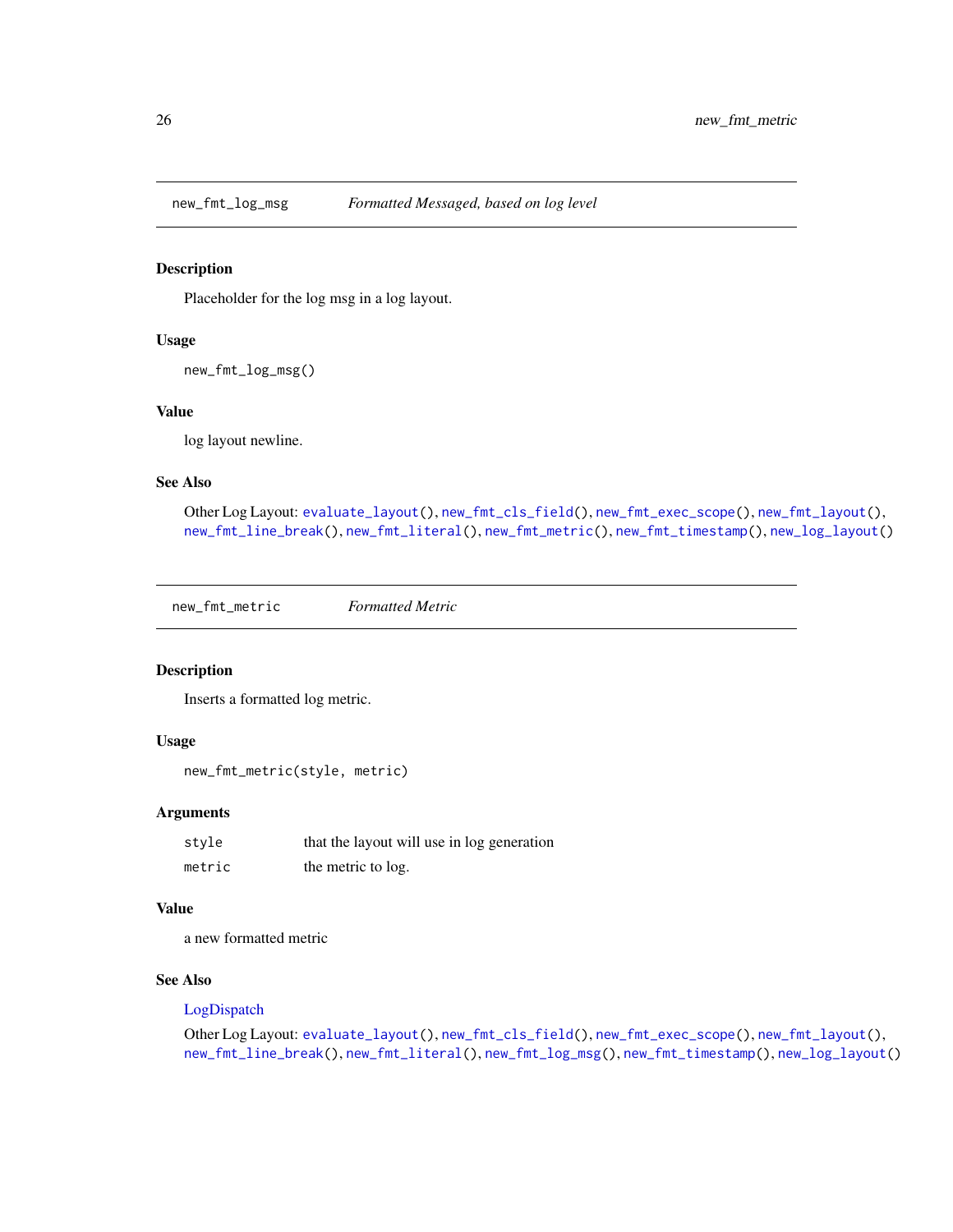## new_fmt_log_msg — *Formatted Messaged, based on log level*

### Description

Placeholder for the log msg in a log layout.

### Usage

```
new_fmt_log_msg()
```

### Value

log layout newline.

### See Also

Other Log Layout: `evaluate_layout()`, `new_fmt_cls_field()`, `new_fmt_exec_scope()`, `new_fmt_layout()`, `new_fmt_line_break()`, `new_fmt_literal()`, `new_fmt_metric()`, `new_fmt_timestamp()`, `new_log_layout()`

## new_fmt_metric — *Formatted Metric*

### Description

Inserts a formatted log metric.

### Usage

```
new_fmt_metric(style, metric)
```

### Arguments

| | |
|---|---|
| `style` | that the layout will use in log generation |
| `metric` | the metric to log. |

### Value

a new formatted metric

### See Also

LogDispatch

Other Log Layout: `evaluate_layout()`, `new_fmt_cls_field()`, `new_fmt_exec_scope()`, `new_fmt_layout()`, `new_fmt_line_break()`, `new_fmt_literal()`, `new_fmt_log_msg()`, `new_fmt_timestamp()`, `new_log_layout()`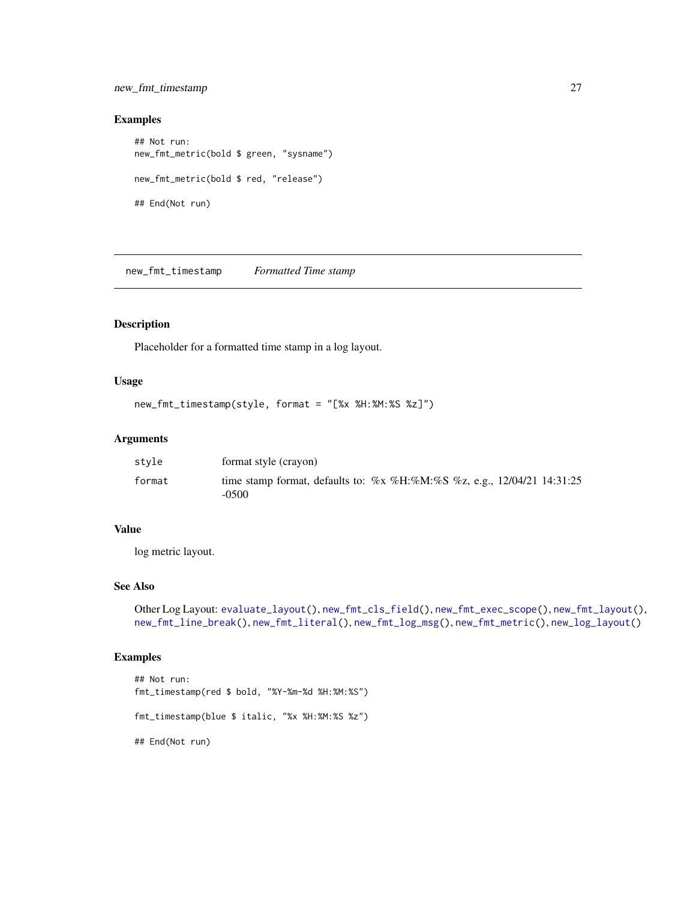### Examples

```
## Not run:
new_fmt_metric(bold $ green, "sysname")

new_fmt_metric(bold $ red, "release")

## End(Not run)
```

---

## new_fmt_timestamp *Formatted Time stamp*

---

### Description

Placeholder for a formatted time stamp in a log layout.

### Usage

```
new_fmt_timestamp(style, format = "[%x %H:%M:%S %z]")
```

### Arguments

| | |
|---|---|
| `style` | format style (crayon) |
| `format` | time stamp format, defaults to: %x %H:%M:%S %z, e.g., 12/04/21 14:31:25 -0500 |

### Value

log metric layout.

### See Also

Other Log Layout: `evaluate_layout()`, `new_fmt_cls_field()`, `new_fmt_exec_scope()`, `new_fmt_layout()`, `new_fmt_line_break()`, `new_fmt_literal()`, `new_fmt_log_msg()`, `new_fmt_metric()`, `new_log_layout()`

### Examples

```
## Not run:
fmt_timestamp(red $ bold, "%Y-%m-%d %H:%M:%S")

fmt_timestamp(blue $ italic, "%x %H:%M:%S %z")

## End(Not run)
```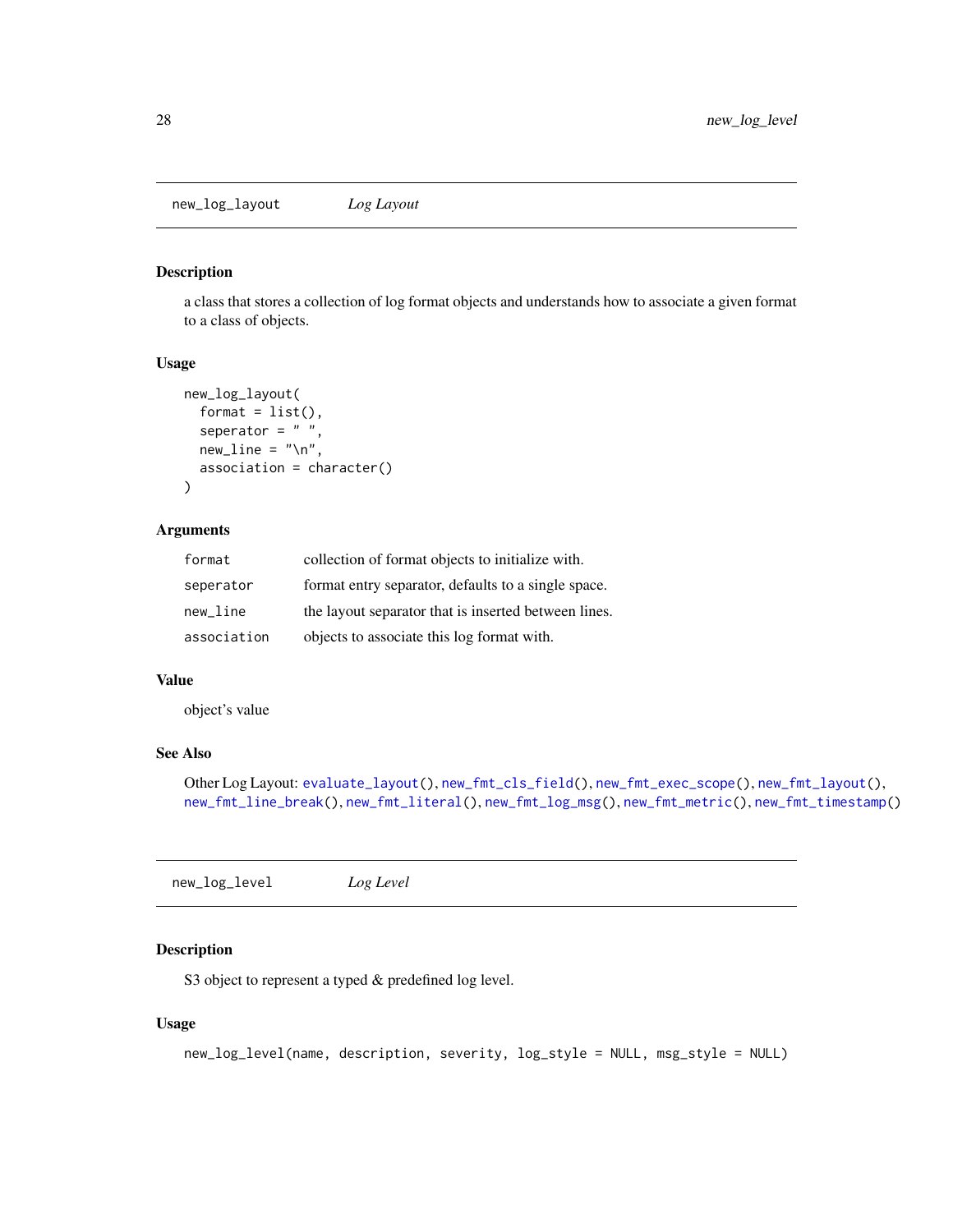## new_log_layout *Log Layout*

### Description

a class that stores a collection of log format objects and understands how to associate a given format to a class of objects.

### Usage

```
new_log_layout(
  format = list(),
  seperator = " ",
  new_line = "\n",
  association = character()
)
```

### Arguments

| | |
|---|---|
| format | collection of format objects to initialize with. |
| seperator | format entry separator, defaults to a single space. |
| new_line | the layout separator that is inserted between lines. |
| association | objects to associate this log format with. |

### Value

object's value

### See Also

Other Log Layout: evaluate_layout(), new_fmt_cls_field(), new_fmt_exec_scope(), new_fmt_layout(), new_fmt_line_break(), new_fmt_literal(), new_fmt_log_msg(), new_fmt_metric(), new_fmt_timestamp()

## new_log_level *Log Level*

### Description

S3 object to represent a typed & predefined log level.

### Usage

```
new_log_level(name, description, severity, log_style = NULL, msg_style = NULL)
```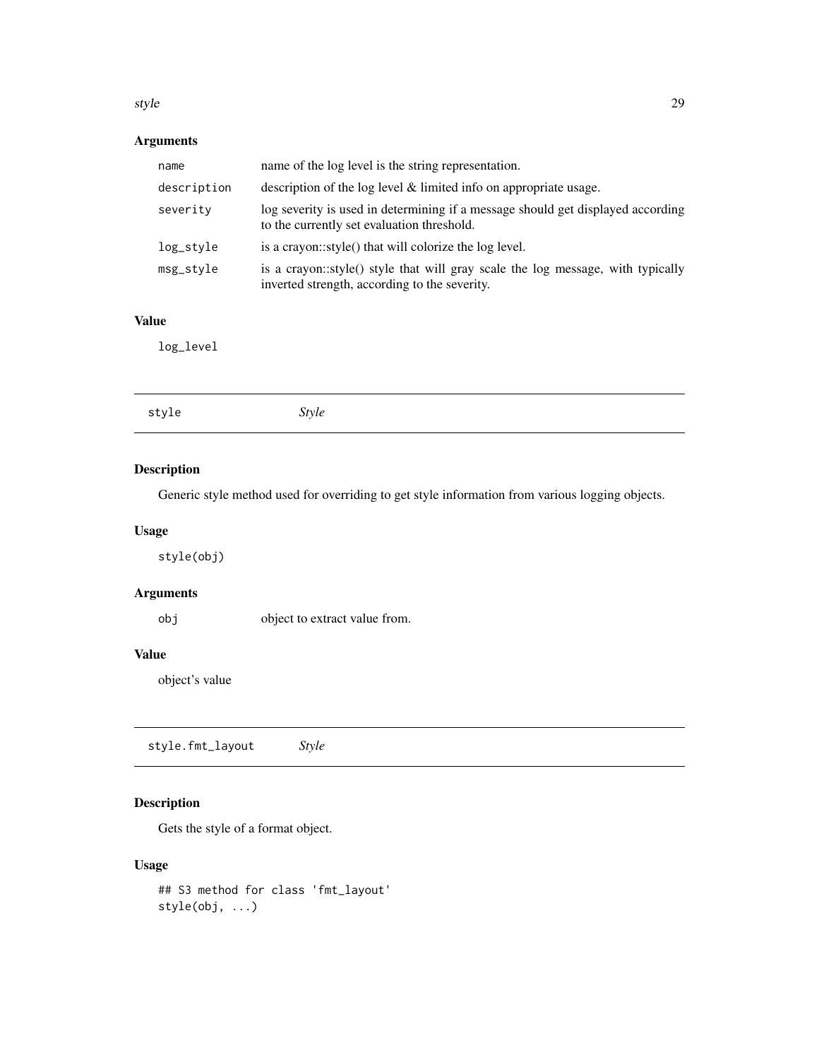### Arguments

| | |
|---|---|
| `name` | name of the log level is the string representation. |
| `description` | description of the log level & limited info on appropriate usage. |
| `severity` | log severity is used in determining if a message should get displayed according to the currently set evaluation threshold. |
| `log_style` | is a crayon::style() that will colorize the log level. |
| `msg_style` | is a crayon::style() style that will gray scale the log message, with typically inverted strength, according to the severity. |

### Value

`log_level`

## style — *Style*

### Description

Generic style method used for overriding to get style information from various logging objects.

### Usage

```
style(obj)
```

### Arguments

| | |
|---|---|
| `obj` | object to extract value from. |

### Value

object's value

## style.fmt_layout — *Style*

### Description

Gets the style of a format object.

### Usage

```
## S3 method for class 'fmt_layout'
style(obj, ...)
```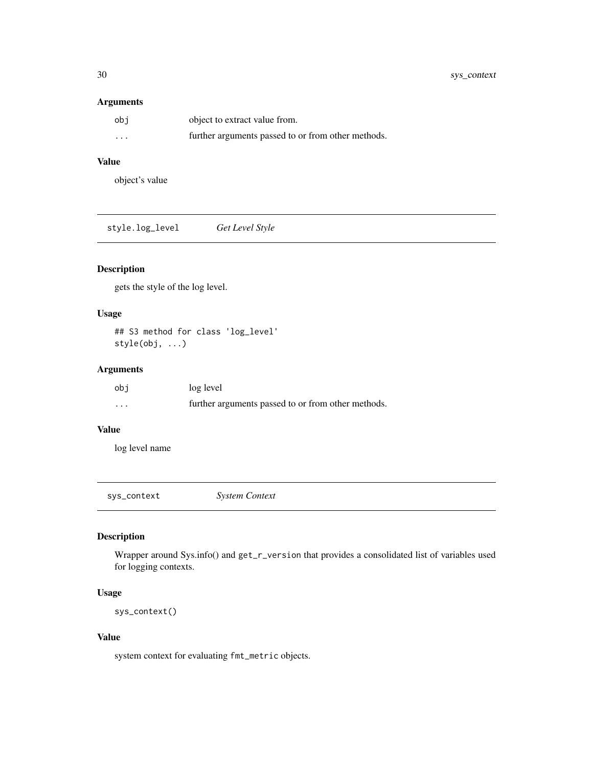### Arguments

| | |
|---|---|
| `obj` | object to extract value from. |
| `...` | further arguments passed to or from other methods. |

### Value

object's value

## style.log_level *Get Level Style*

### Description

gets the style of the log level.

### Usage

```
## S3 method for class 'log_level'
style(obj, ...)
```

### Arguments

| | |
|---|---|
| `obj` | log level |
| `...` | further arguments passed to or from other methods. |

### Value

log level name

## sys_context *System Context*

### Description

Wrapper around Sys.info() and `get_r_version` that provides a consolidated list of variables used for logging contexts.

### Usage

```
sys_context()
```

### Value

system context for evaluating `fmt_metric` objects.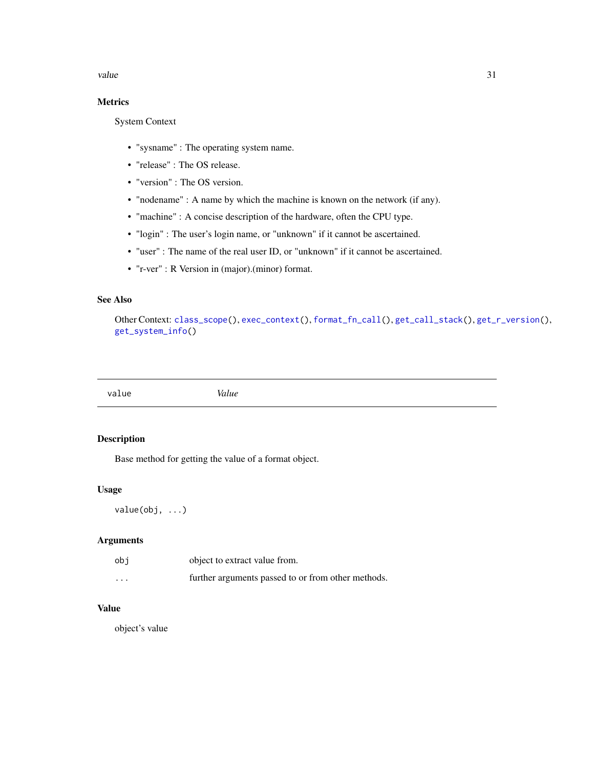## Metrics

System Context

- "sysname" : The operating system name.
- "release" : The OS release.
- "version" : The OS version.
- "nodename" : A name by which the machine is known on the network (if any).
- "machine" : A concise description of the hardware, often the CPU type.
- "login" : The user's login name, or "unknown" if it cannot be ascertained.
- "user" : The name of the real user ID, or "unknown" if it cannot be ascertained.
- "r-ver" : R Version in (major).(minor) format.

## See Also

Other Context: `class_scope()`, `exec_context()`, `format_fn_call()`, `get_call_stack()`, `get_r_version()`, `get_system_info()`

---

# value — *Value*

---

## Description

Base method for getting the value of a format object.

## Usage

```
value(obj, ...)
```

## Arguments

| | |
|---|---|
| `obj` | object to extract value from. |
| `...` | further arguments passed to or from other methods. |

## Value

object's value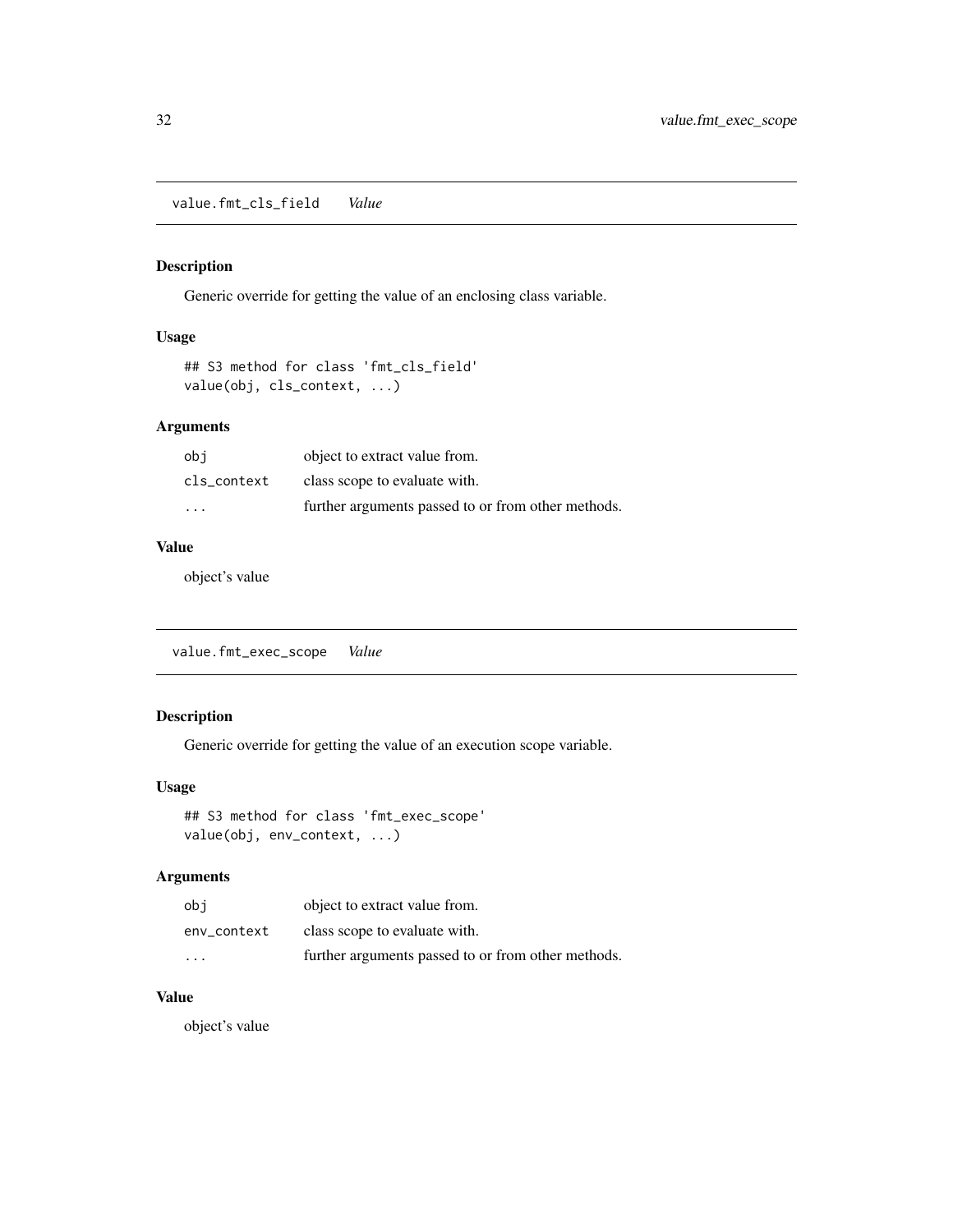## value.fmt_cls_field *Value*

### Description

Generic override for getting the value of an enclosing class variable.

### Usage

```
## S3 method for class 'fmt_cls_field'
value(obj, cls_context, ...)
```

### Arguments

| | |
|---|---|
| `obj` | object to extract value from. |
| `cls_context` | class scope to evaluate with. |
| `...` | further arguments passed to or from other methods. |

### Value

object's value

## value.fmt_exec_scope *Value*

### Description

Generic override for getting the value of an execution scope variable.

### Usage

```
## S3 method for class 'fmt_exec_scope'
value(obj, env_context, ...)
```

### Arguments

| | |
|---|---|
| `obj` | object to extract value from. |
| `env_context` | class scope to evaluate with. |
| `...` | further arguments passed to or from other methods. |

### Value

object's value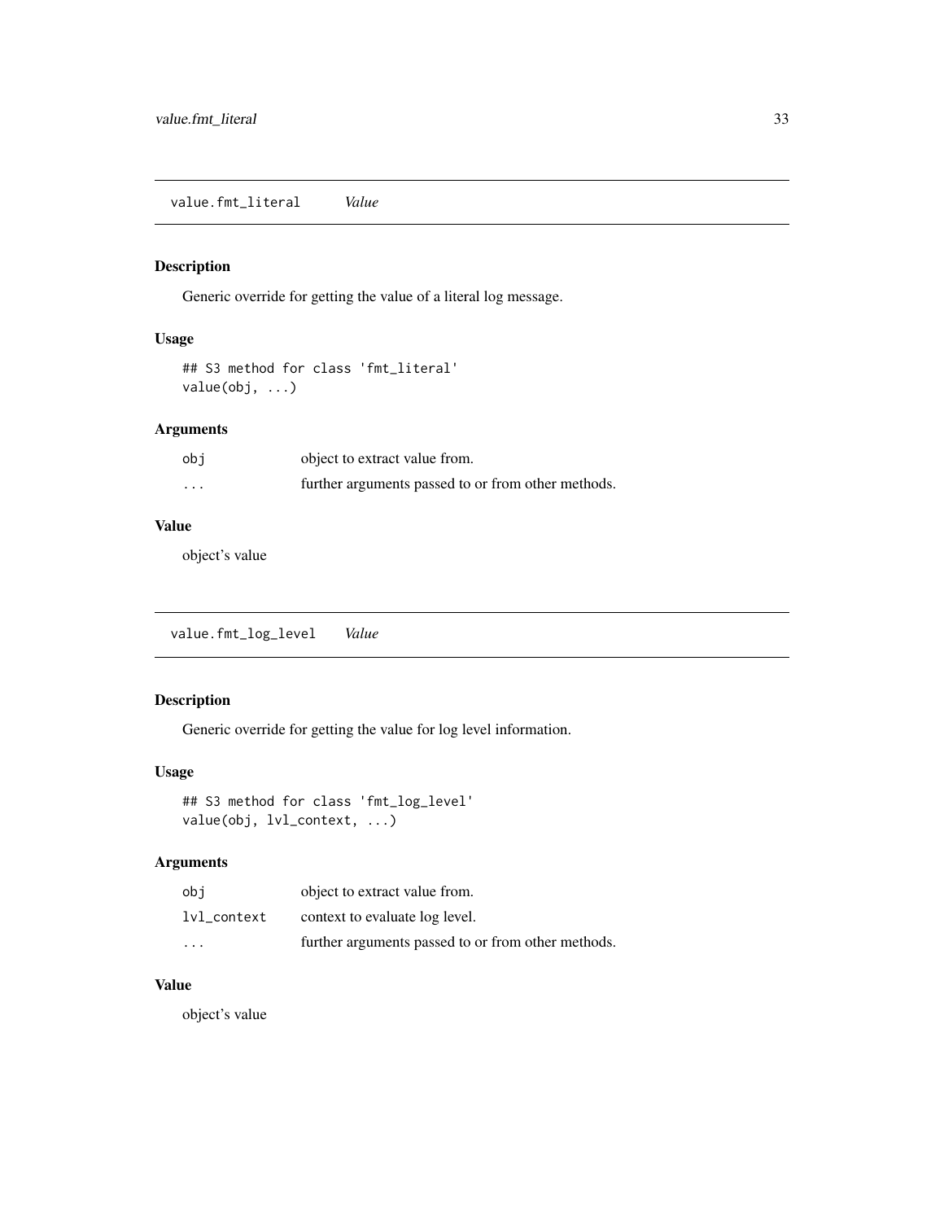## value.fmt_literal *Value*

### Description

Generic override for getting the value of a literal log message.

### Usage

```
## S3 method for class 'fmt_literal'
value(obj, ...)
```

### Arguments

| | |
|---|---|
| obj | object to extract value from. |
| ... | further arguments passed to or from other methods. |

### Value

object's value

## value.fmt_log_level *Value*

### Description

Generic override for getting the value for log level information.

### Usage

```
## S3 method for class 'fmt_log_level'
value(obj, lvl_context, ...)
```

### Arguments

| | |
|---|---|
| obj | object to extract value from. |
| lvl_context | context to evaluate log level. |
| ... | further arguments passed to or from other methods. |

### Value

object's value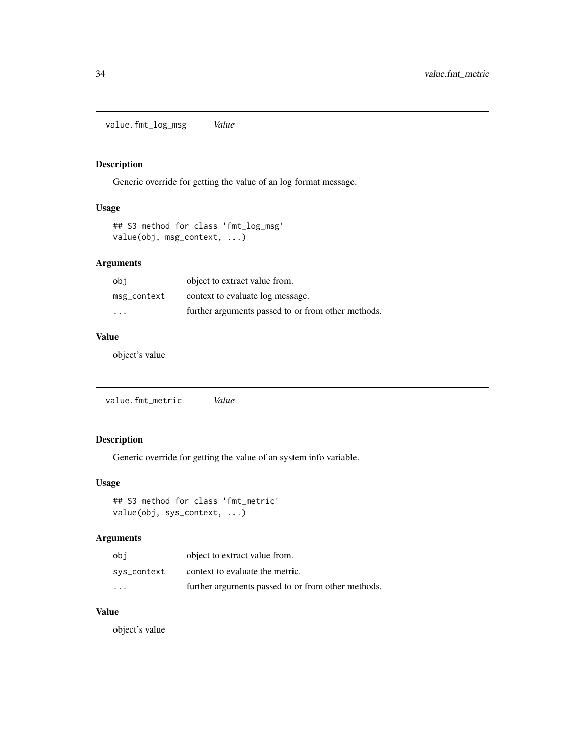## value.fmt_log_msg *Value*

### Description

Generic override for getting the value of an log format message.

### Usage

```
## S3 method for class 'fmt_log_msg'
value(obj, msg_context, ...)
```

### Arguments

| | |
|---|---|
| obj | object to extract value from. |
| msg_context | context to evaluate log message. |
| ... | further arguments passed to or from other methods. |

### Value

object's value

## value.fmt_metric *Value*

### Description

Generic override for getting the value of an system info variable.

### Usage

```
## S3 method for class 'fmt_metric'
value(obj, sys_context, ...)
```

### Arguments

| | |
|---|---|
| obj | object to extract value from. |
| sys_context | context to evaluate the metric. |
| ... | further arguments passed to or from other methods. |

### Value

object's value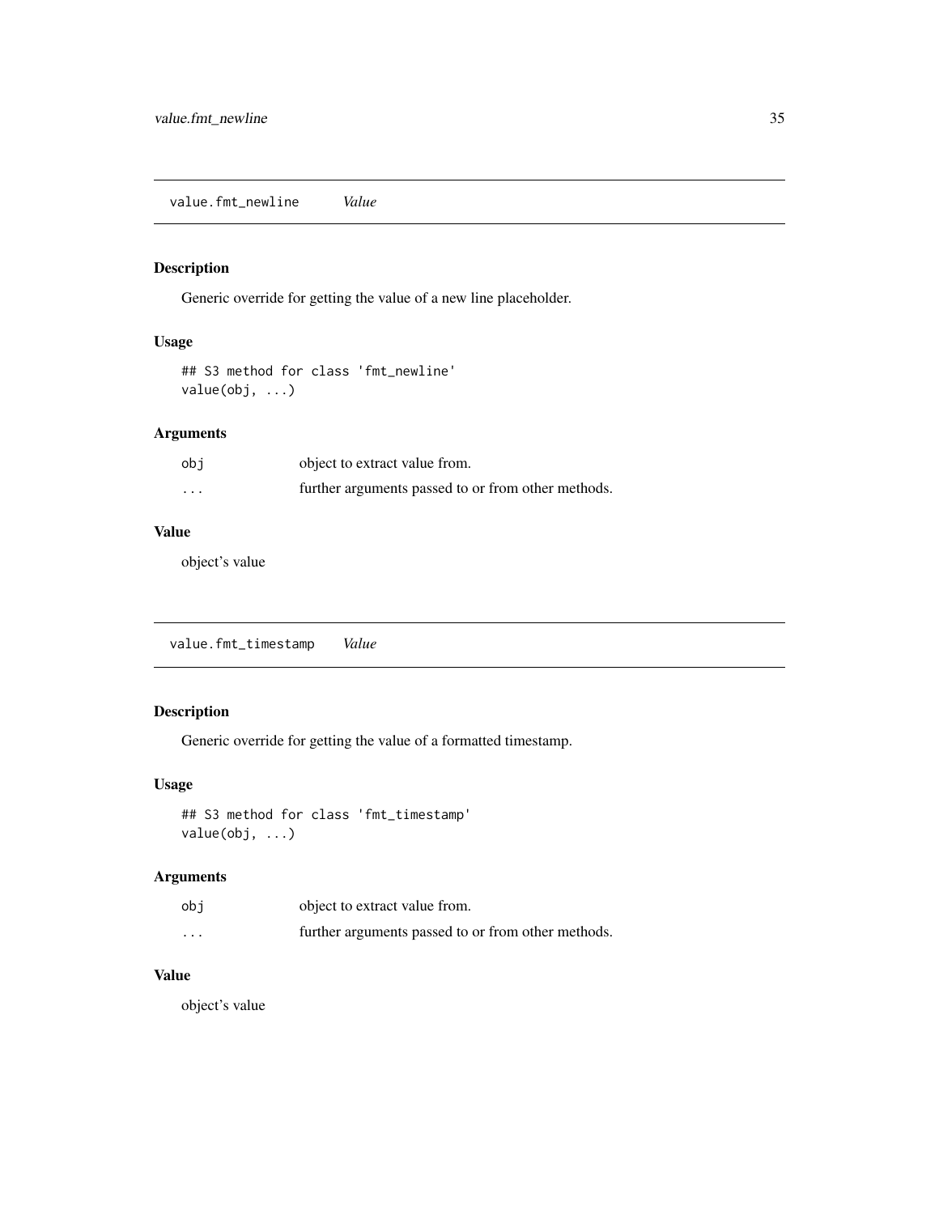## value.fmt_newline *Value*

### Description

Generic override for getting the value of a new line placeholder.

### Usage

```
## S3 method for class 'fmt_newline'
value(obj, ...)
```

### Arguments

| | |
|---|---|
| obj | object to extract value from. |
| ... | further arguments passed to or from other methods. |

### Value

object's value

## value.fmt_timestamp *Value*

### Description

Generic override for getting the value of a formatted timestamp.

### Usage

```
## S3 method for class 'fmt_timestamp'
value(obj, ...)
```

### Arguments

| | |
|---|---|
| obj | object to extract value from. |
| ... | further arguments passed to or from other methods. |

### Value

object's value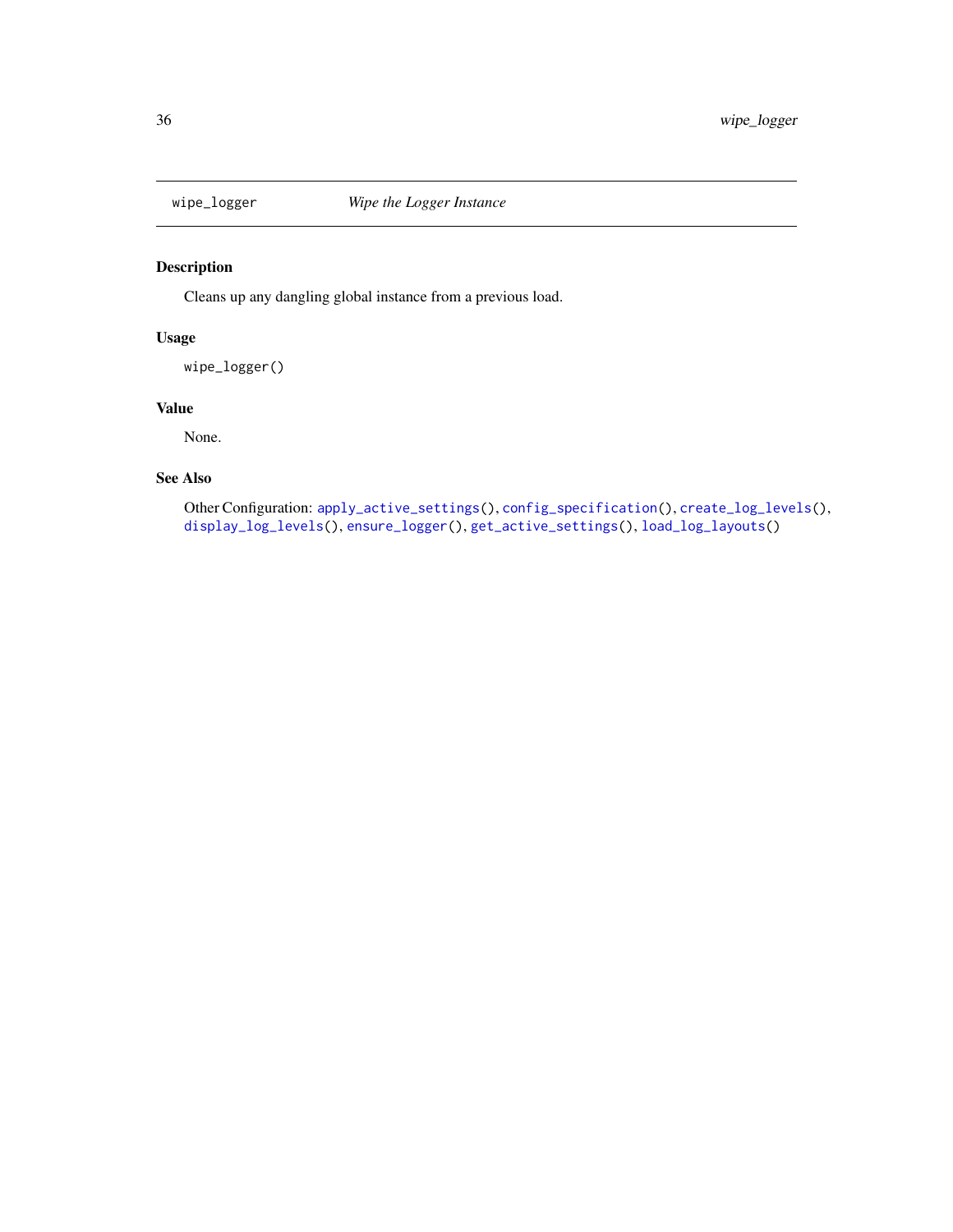## wipe_logger — *Wipe the Logger Instance*

### Description

Cleans up any dangling global instance from a previous load.

### Usage

```
wipe_logger()
```

### Value

None.

### See Also

Other Configuration: `apply_active_settings()`, `config_specification()`, `create_log_levels()`, `display_log_levels()`, `ensure_logger()`, `get_active_settings()`, `load_log_layouts()`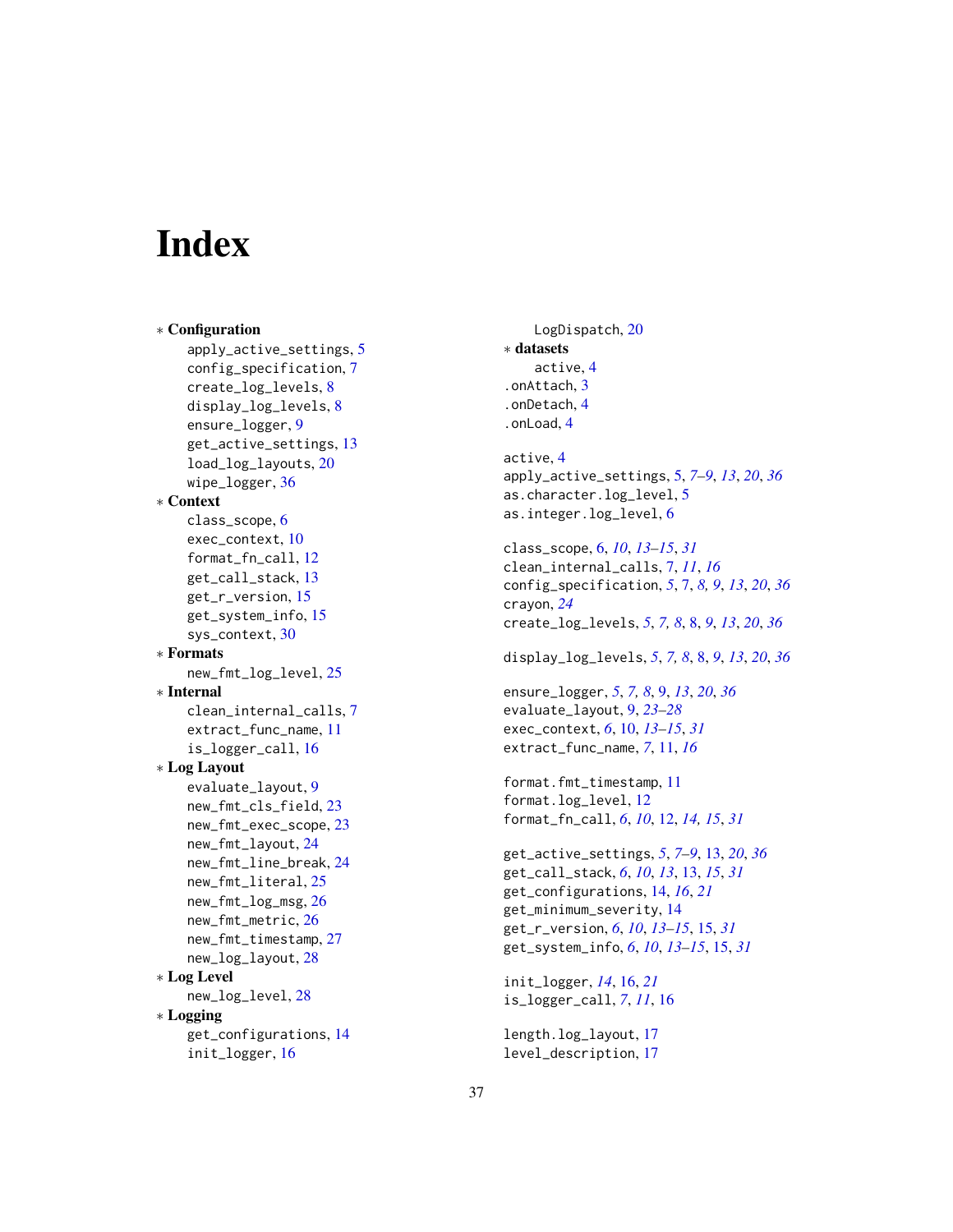# Index

* **Configuration**
  - apply_active_settings, 5
  - config_specification, 7
  - create_log_levels, 8
  - display_log_levels, 8
  - ensure_logger, 9
  - get_active_settings, 13
  - load_log_layouts, 20
  - wipe_logger, 36
* **Context**
  - class_scope, 6
  - exec_context, 10
  - format_fn_call, 12
  - get_call_stack, 13
  - get_r_version, 15
  - get_system_info, 15
  - sys_context, 30
* **Formats**
  - new_fmt_log_level, 25
* **Internal**
  - clean_internal_calls, 7
  - extract_func_name, 11
  - is_logger_call, 16
* **Log Layout**
  - evaluate_layout, 9
  - new_fmt_cls_field, 23
  - new_fmt_exec_scope, 23
  - new_fmt_layout, 24
  - new_fmt_line_break, 24
  - new_fmt_literal, 25
  - new_fmt_log_msg, 26
  - new_fmt_metric, 26
  - new_fmt_timestamp, 27
  - new_log_layout, 28
* **Log Level**
  - new_log_level, 28
* **Logging**
  - get_configurations, 14
  - init_logger, 16
  - LogDispatch, 20
* **datasets**
  - active, 4

.onAttach, 3
.onDetach, 4
.onLoad, 4

active, 4
apply_active_settings, 5, *7–9*, *13*, *20*, *36*
as.character.log_level, 5
as.integer.log_level, 6

class_scope, 6, *10*, *13–15*, *31*
clean_internal_calls, 7, *11*, *16*
config_specification, *5*, 7, *8*, *9*, *13*, *20*, *36*
crayon, *24*
create_log_levels, *5*, *7*, *8*, 8, *9*, *13*, *20*, *36*

display_log_levels, *5*, *7*, *8*, 8, *9*, *13*, *20*, *36*

ensure_logger, *5*, *7*, *8*, 9, *13*, *20*, *36*
evaluate_layout, 9, *23–28*
exec_context, *6*, 10, *13–15*, *31*
extract_func_name, *7*, 11, *16*

format.fmt_timestamp, 11
format.log_level, 12
format_fn_call, *6*, *10*, 12, *14*, *15*, *31*

get_active_settings, *5*, *7–9*, 13, *20*, *36*
get_call_stack, *6*, *10*, *13*, 13, *15*, *31*
get_configurations, 14, *16*, *21*
get_minimum_severity, 14
get_r_version, *6*, *10*, *13–15*, 15, *31*
get_system_info, *6*, *10*, *13–15*, 15, *31*

init_logger, *14*, 16, *21*
is_logger_call, *7*, *11*, 16

length.log_layout, 17
level_description, 17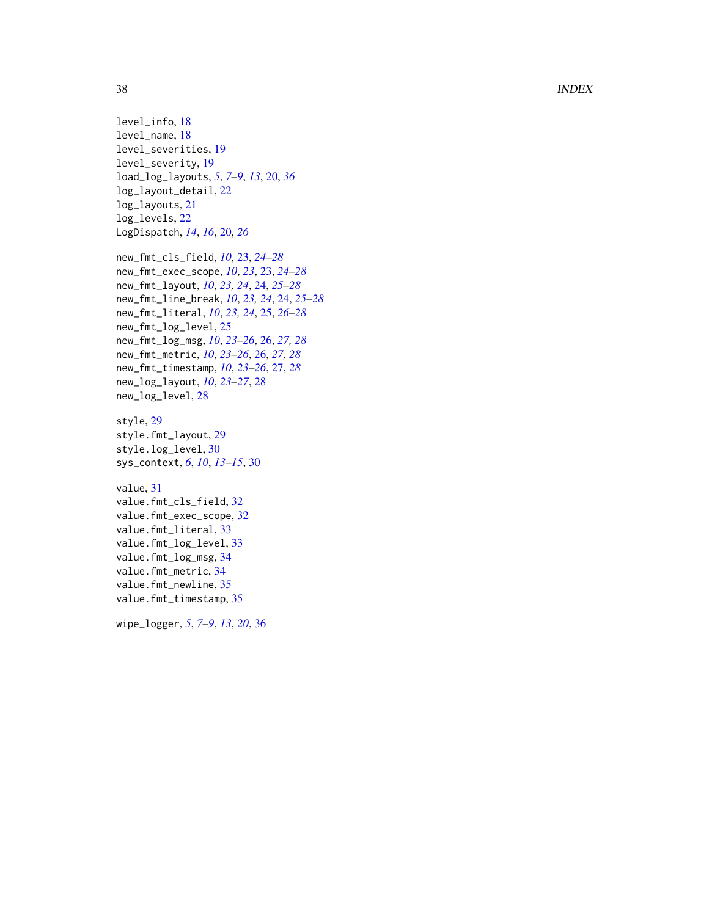level_info, 18
level_name, 18
level_severities, 19
level_severity, 19
load_log_layouts, *5*, *7–9*, *13*, 20, *36*
log_layout_detail, 22
log_layouts, 21
log_levels, 22
LogDispatch, *14*, *16*, 20, *26*

new_fmt_cls_field, *10*, 23, *24–28*
new_fmt_exec_scope, *10*, *23*, 23, *24–28*
new_fmt_layout, *10*, *23, 24*, 24, *25–28*
new_fmt_line_break, *10*, *23, 24*, 24, *25–28*
new_fmt_literal, *10*, *23, 24*, 25, *26–28*
new_fmt_log_level, 25
new_fmt_log_msg, *10*, *23–26*, 26, *27, 28*
new_fmt_metric, *10*, *23–26*, 26, *27, 28*
new_fmt_timestamp, *10*, *23–26*, 27, *28*
new_log_layout, *10*, *23–27*, 28
new_log_level, 28

style, 29
style.fmt_layout, 29
style.log_level, 30
sys_context, *6*, *10*, *13–15*, 30

value, 31
value.fmt_cls_field, 32
value.fmt_exec_scope, 32
value.fmt_literal, 33
value.fmt_log_level, 33
value.fmt_log_msg, 34
value.fmt_metric, 34
value.fmt_newline, 35
value.fmt_timestamp, 35

wipe_logger, *5*, *7–9*, *13*, *20*, 36